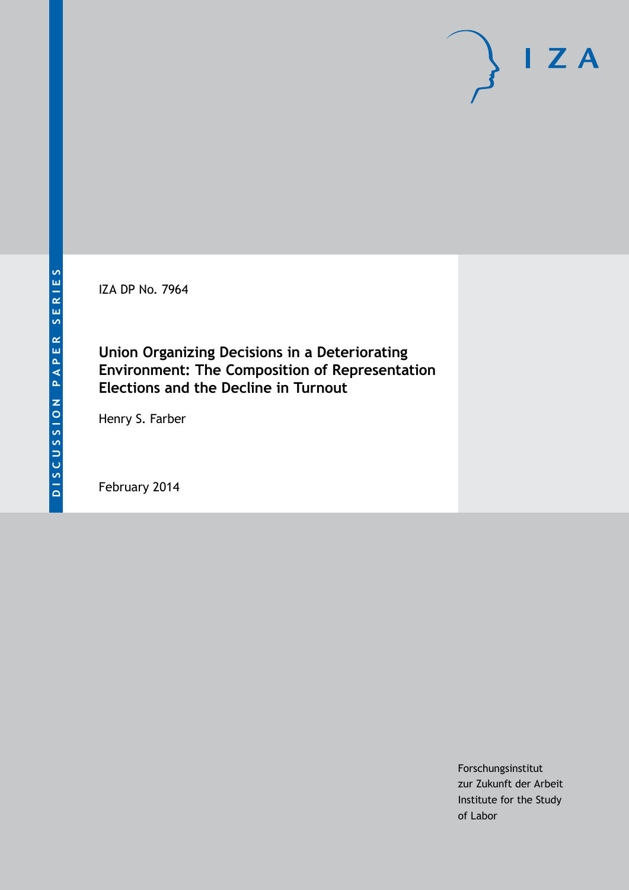DISCUSSION PAPER SERIES

IZA

IZA DP No. 7964

# Union Organizing Decisions in a Deteriorating Environment: The Composition of Representation Elections and the Decline in Turnout

Henry S. Farber

February 2014

Forschungsinstitut
zur Zukunft der Arbeit
Institute for the Study
of Labor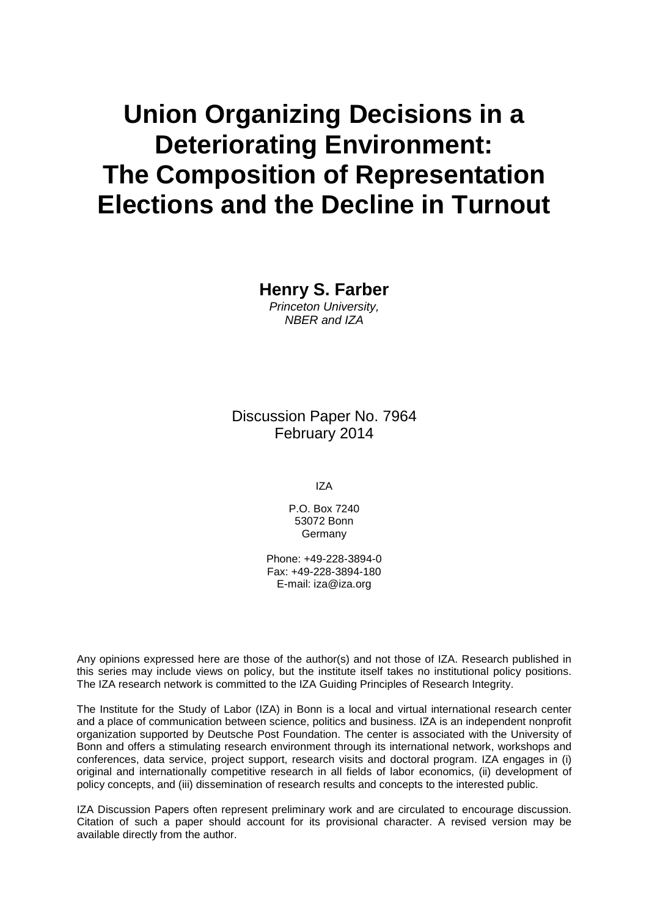# Union Organizing Decisions in a Deteriorating Environment: The Composition of Representation Elections and the Decline in Turnout

**Henry S. Farber**

*Princeton University, NBER and IZA*

Discussion Paper No. 7964
February 2014

IZA

P.O. Box 7240
53072 Bonn
Germany

Phone: +49-228-3894-0
Fax: +49-228-3894-180
E-mail: iza@iza.org

Any opinions expressed here are those of the author(s) and not those of IZA. Research published in this series may include views on policy, but the institute itself takes no institutional policy positions. The IZA research network is committed to the IZA Guiding Principles of Research Integrity.

The Institute for the Study of Labor (IZA) in Bonn is a local and virtual international research center and a place of communication between science, politics and business. IZA is an independent nonprofit organization supported by Deutsche Post Foundation. The center is associated with the University of Bonn and offers a stimulating research environment through its international network, workshops and conferences, data service, project support, research visits and doctoral program. IZA engages in (i) original and internationally competitive research in all fields of labor economics, (ii) development of policy concepts, and (iii) dissemination of research results and concepts to the interested public.

IZA Discussion Papers often represent preliminary work and are circulated to encourage discussion. Citation of such a paper should account for its provisional character. A revised version may be available directly from the author.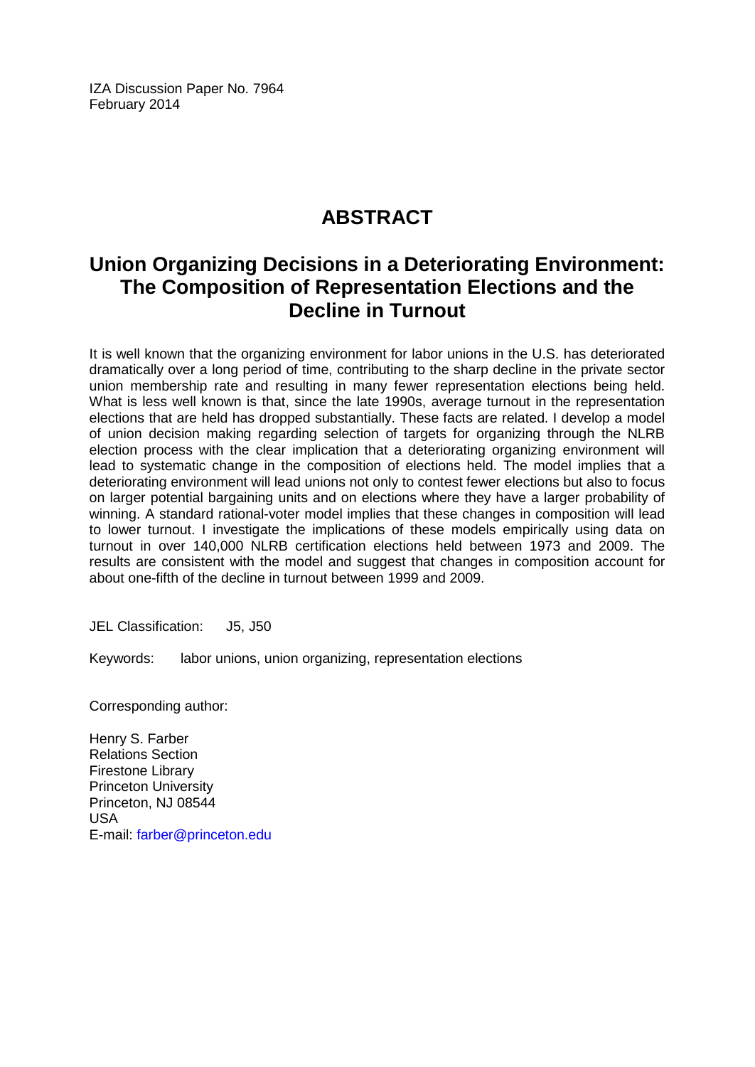IZA Discussion Paper No. 7964
February 2014

# ABSTRACT

## Union Organizing Decisions in a Deteriorating Environment: The Composition of Representation Elections and the Decline in Turnout

It is well known that the organizing environment for labor unions in the U.S. has deteriorated dramatically over a long period of time, contributing to the sharp decline in the private sector union membership rate and resulting in many fewer representation elections being held. What is less well known is that, since the late 1990s, average turnout in the representation elections that are held has dropped substantially. These facts are related. I develop a model of union decision making regarding selection of targets for organizing through the NLRB election process with the clear implication that a deteriorating organizing environment will lead to systematic change in the composition of elections held. The model implies that a deteriorating environment will lead unions not only to contest fewer elections but also to focus on larger potential bargaining units and on elections where they have a larger probability of winning. A standard rational-voter model implies that these changes in composition will lead to lower turnout. I investigate the implications of these models empirically using data on turnout in over 140,000 NLRB certification elections held between 1973 and 2009. The results are consistent with the model and suggest that changes in composition account for about one-fifth of the decline in turnout between 1999 and 2009.

JEL Classification: J5, J50

Keywords: labor unions, union organizing, representation elections

Corresponding author:

Henry S. Farber
Relations Section
Firestone Library
Princeton University
Princeton, NJ 08544
USA
E-mail: farber@princeton.edu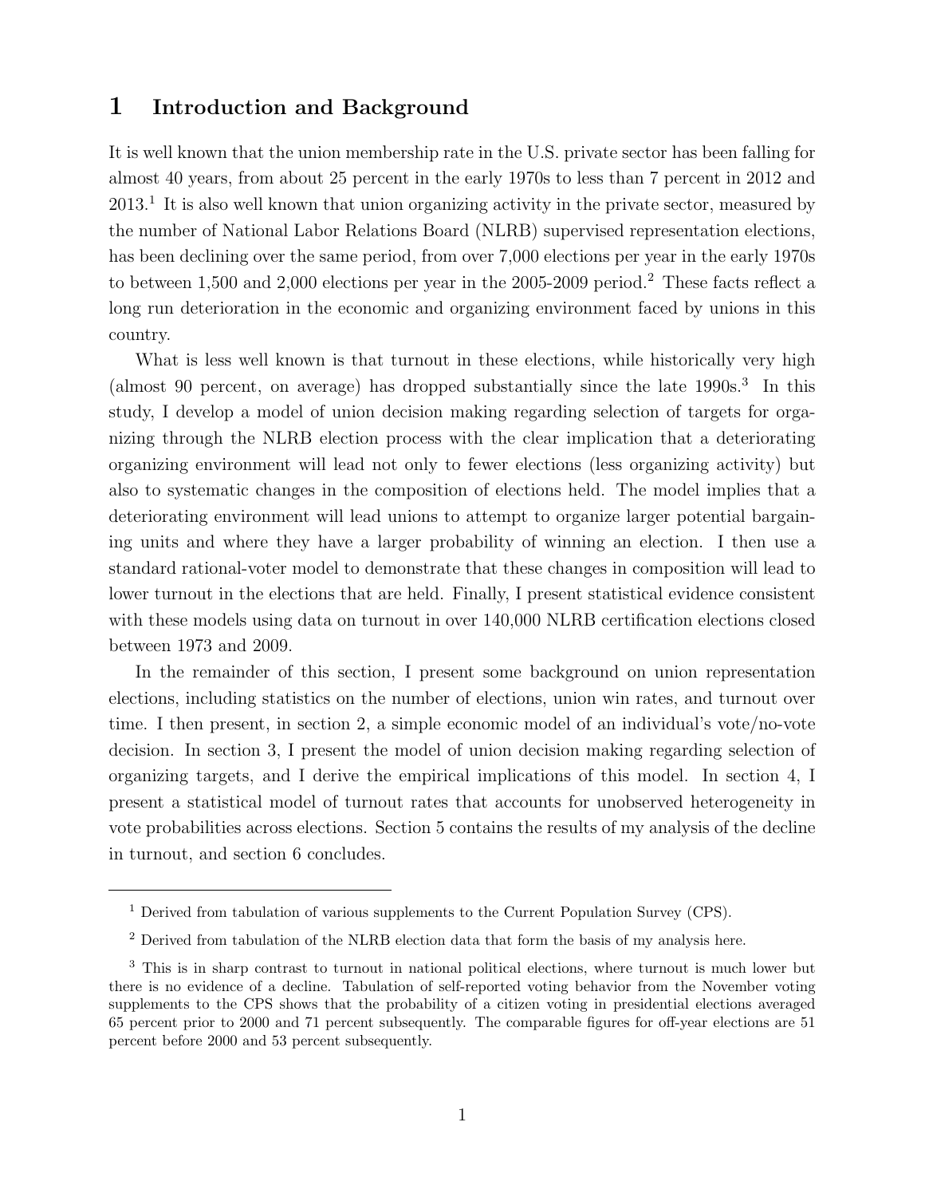# 1 Introduction and Background

It is well known that the union membership rate in the U.S. private sector has been falling for almost 40 years, from about 25 percent in the early 1970s to less than 7 percent in 2012 and 2013.[1] It is also well known that union organizing activity in the private sector, measured by the number of National Labor Relations Board (NLRB) supervised representation elections, has been declining over the same period, from over 7,000 elections per year in the early 1970s to between 1,500 and 2,000 elections per year in the 2005-2009 period.[2] These facts reflect a long run deterioration in the economic and organizing environment faced by unions in this country.

What is less well known is that turnout in these elections, while historically very high (almost 90 percent, on average) has dropped substantially since the late 1990s.[3] In this study, I develop a model of union decision making regarding selection of targets for organizing through the NLRB election process with the clear implication that a deteriorating organizing environment will lead not only to fewer elections (less organizing activity) but also to systematic changes in the composition of elections held. The model implies that a deteriorating environment will lead unions to attempt to organize larger potential bargaining units and where they have a larger probability of winning an election. I then use a standard rational-voter model to demonstrate that these changes in composition will lead to lower turnout in the elections that are held. Finally, I present statistical evidence consistent with these models using data on turnout in over 140,000 NLRB certification elections closed between 1973 and 2009.

In the remainder of this section, I present some background on union representation elections, including statistics on the number of elections, union win rates, and turnout over time. I then present, in section 2, a simple economic model of an individual's vote/no-vote decision. In section 3, I present the model of union decision making regarding selection of organizing targets, and I derive the empirical implications of this model. In section 4, I present a statistical model of turnout rates that accounts for unobserved heterogeneity in vote probabilities across elections. Section 5 contains the results of my analysis of the decline in turnout, and section 6 concludes.

---

[1] Derived from tabulation of various supplements to the Current Population Survey (CPS).

[2] Derived from tabulation of the NLRB election data that form the basis of my analysis here.

[3] This is in sharp contrast to turnout in national political elections, where turnout is much lower but there is no evidence of a decline. Tabulation of self-reported voting behavior from the November voting supplements to the CPS shows that the probability of a citizen voting in presidential elections averaged 65 percent prior to 2000 and 71 percent subsequently. The comparable figures for off-year elections are 51 percent before 2000 and 53 percent subsequently.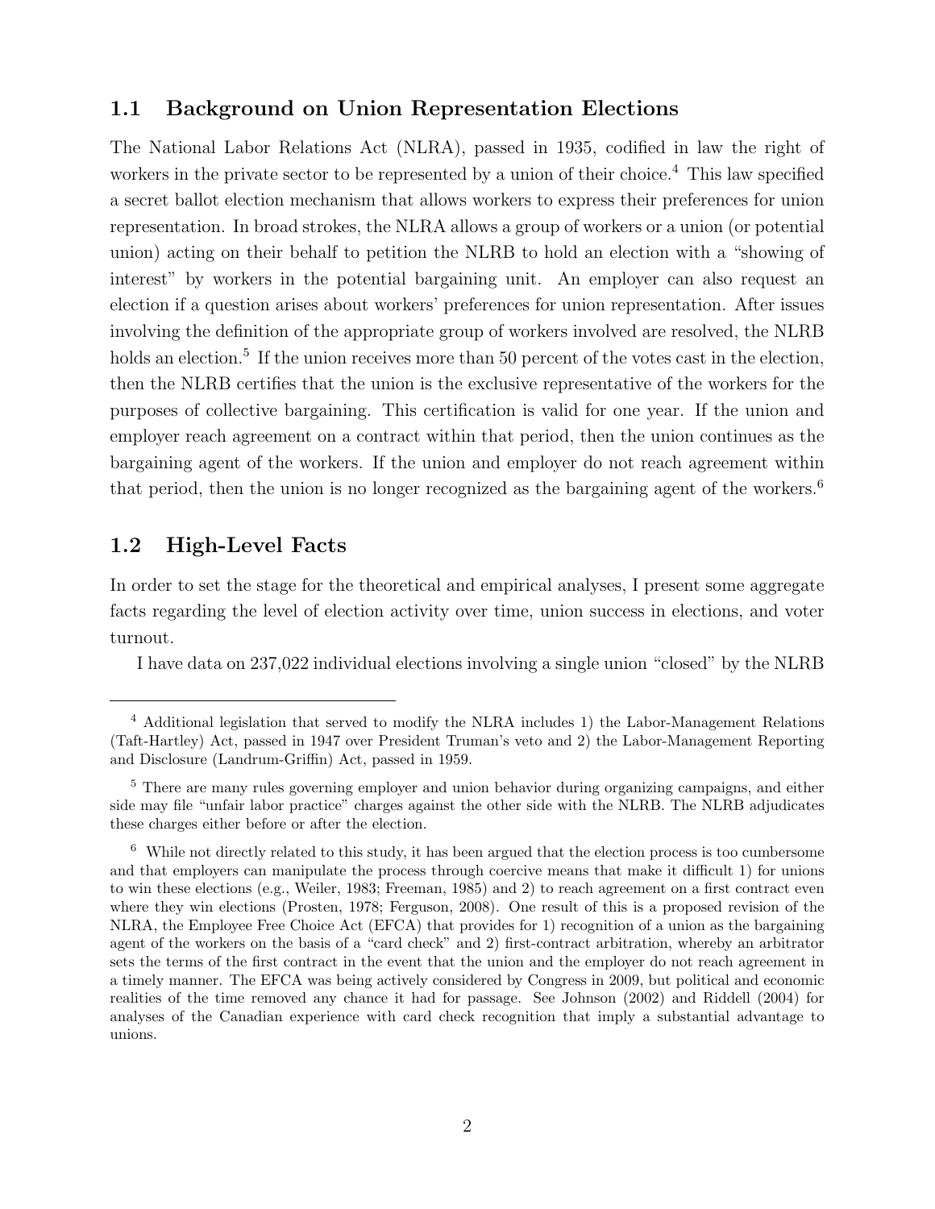## 1.1 Background on Union Representation Elections

The National Labor Relations Act (NLRA), passed in 1935, codified in law the right of workers in the private sector to be represented by a union of their choice.[4] This law specified a secret ballot election mechanism that allows workers to express their preferences for union representation. In broad strokes, the NLRA allows a group of workers or a union (or potential union) acting on their behalf to petition the NLRB to hold an election with a "showing of interest" by workers in the potential bargaining unit. An employer can also request an election if a question arises about workers' preferences for union representation. After issues involving the definition of the appropriate group of workers involved are resolved, the NLRB holds an election.[5] If the union receives more than 50 percent of the votes cast in the election, then the NLRB certifies that the union is the exclusive representative of the workers for the purposes of collective bargaining. This certification is valid for one year. If the union and employer reach agreement on a contract within that period, then the union continues as the bargaining agent of the workers. If the union and employer do not reach agreement within that period, then the union is no longer recognized as the bargaining agent of the workers.[6]

## 1.2 High-Level Facts

In order to set the stage for the theoretical and empirical analyses, I present some aggregate facts regarding the level of election activity over time, union success in elections, and voter turnout.

I have data on 237,022 individual elections involving a single union "closed" by the NLRB

---

[4] Additional legislation that served to modify the NLRA includes 1) the Labor-Management Relations (Taft-Hartley) Act, passed in 1947 over President Truman's veto and 2) the Labor-Management Reporting and Disclosure (Landrum-Griffin) Act, passed in 1959.

[5] There are many rules governing employer and union behavior during organizing campaigns, and either side may file "unfair labor practice" charges against the other side with the NLRB. The NLRB adjudicates these charges either before or after the election.

[6] While not directly related to this study, it has been argued that the election process is too cumbersome and that employers can manipulate the process through coercive means that make it difficult 1) for unions to win these elections (e.g., Weiler, 1983; Freeman, 1985) and 2) to reach agreement on a first contract even where they win elections (Prosten, 1978; Ferguson, 2008). One result of this is a proposed revision of the NLRA, the Employee Free Choice Act (EFCA) that provides for 1) recognition of a union as the bargaining agent of the workers on the basis of a "card check" and 2) first-contract arbitration, whereby an arbitrator sets the terms of the first contract in the event that the union and the employer do not reach agreement in a timely manner. The EFCA was being actively considered by Congress in 2009, but political and economic realities of the time removed any chance it had for passage. See Johnson (2002) and Riddell (2004) for analyses of the Canadian experience with card check recognition that imply a substantial advantage to unions.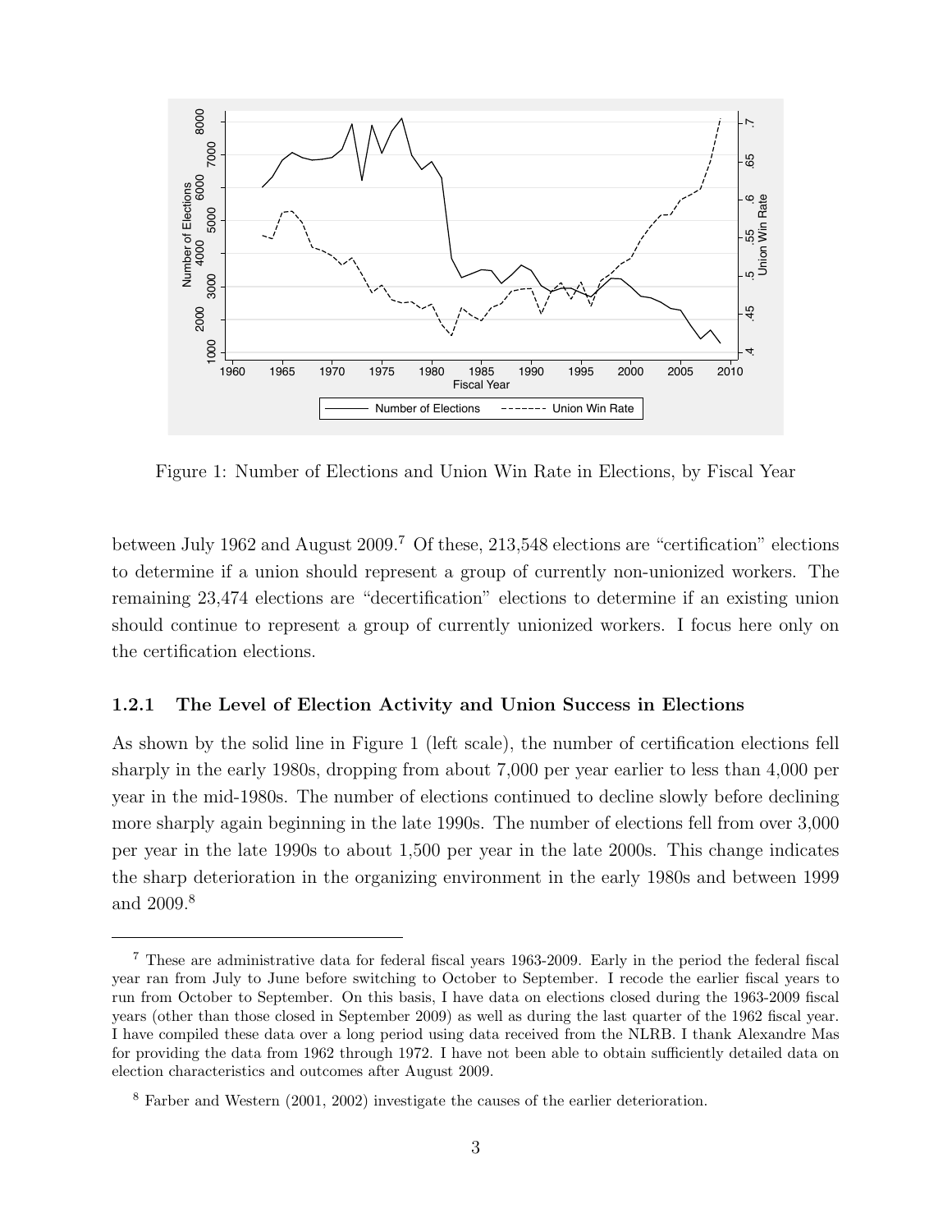Figure 1: Number of Elections and Union Win Rate in Elections, by Fiscal Year

between July 1962 and August 2009.[7] Of these, 213,548 elections are "certification" elections to determine if a union should represent a group of currently non-unionized workers. The remaining 23,474 elections are "decertification" elections to determine if an existing union should continue to represent a group of currently unionized workers. I focus here only on the certification elections.

### 1.2.1 The Level of Election Activity and Union Success in Elections

As shown by the solid line in Figure 1 (left scale), the number of certification elections fell sharply in the early 1980s, dropping from about 7,000 per year earlier to less than 4,000 per year in the mid-1980s. The number of elections continued to decline slowly before declining more sharply again beginning in the late 1990s. The number of elections fell from over 3,000 per year in the late 1990s to about 1,500 per year in the late 2000s. This change indicates the sharp deterioration in the organizing environment in the early 1980s and between 1999 and 2009.[8]

---

[7] These are administrative data for federal fiscal years 1963-2009. Early in the period the federal fiscal year ran from July to June before switching to October to September. I recode the earlier fiscal years to run from October to September. On this basis, I have data on elections closed during the 1963-2009 fiscal years (other than those closed in September 2009) as well as during the last quarter of the 1962 fiscal year. I have compiled these data over a long period using data received from the NLRB. I thank Alexandre Mas for providing the data from 1962 through 1972. I have not been able to obtain sufficiently detailed data on election characteristics and outcomes after August 2009.

[8] Farber and Western (2001, 2002) investigate the causes of the earlier deterioration.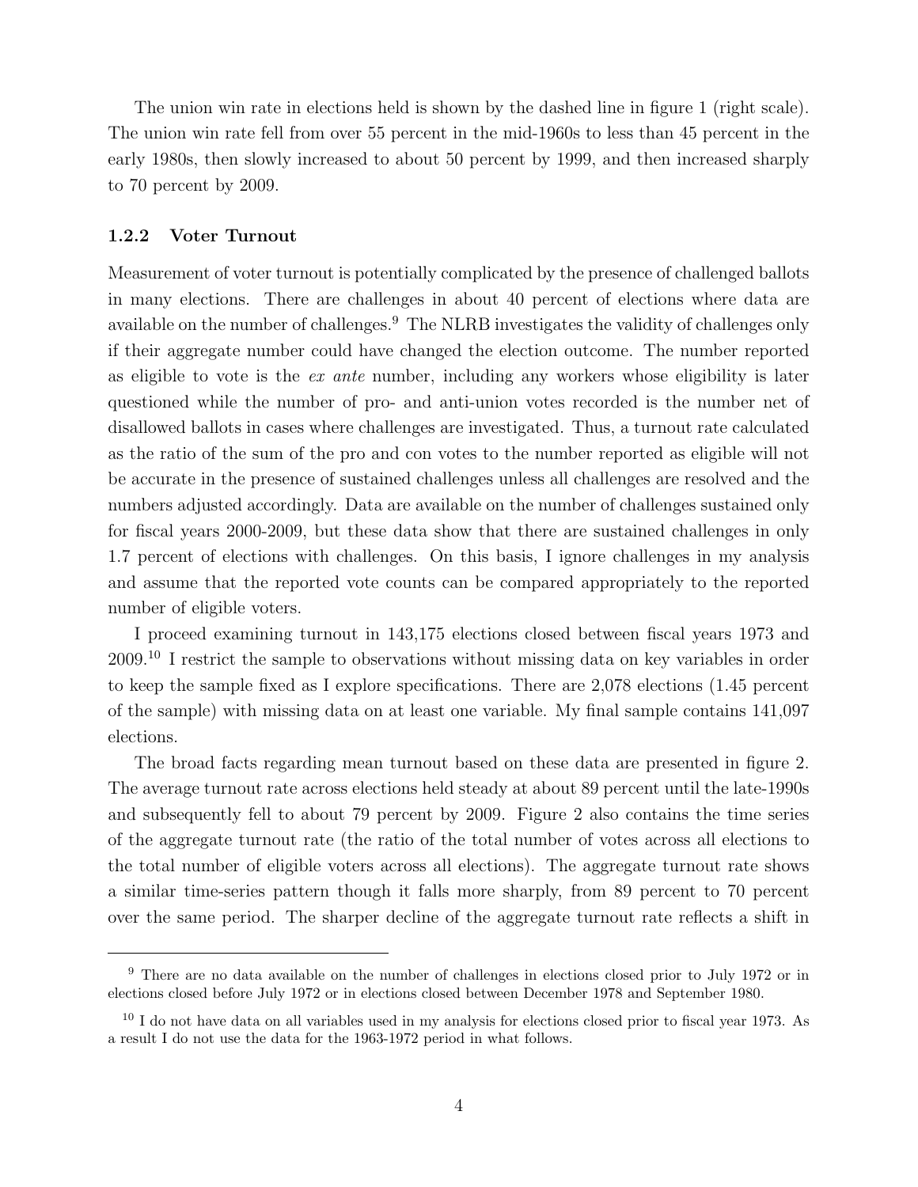The union win rate in elections held is shown by the dashed line in figure 1 (right scale). The union win rate fell from over 55 percent in the mid-1960s to less than 45 percent in the early 1980s, then slowly increased to about 50 percent by 1999, and then increased sharply to 70 percent by 2009.

### 1.2.2 Voter Turnout

Measurement of voter turnout is potentially complicated by the presence of challenged ballots in many elections. There are challenges in about 40 percent of elections where data are available on the number of challenges.[9] The NLRB investigates the validity of challenges only if their aggregate number could have changed the election outcome. The number reported as eligible to vote is the *ex ante* number, including any workers whose eligibility is later questioned while the number of pro- and anti-union votes recorded is the number net of disallowed ballots in cases where challenges are investigated. Thus, a turnout rate calculated as the ratio of the sum of the pro and con votes to the number reported as eligible will not be accurate in the presence of sustained challenges unless all challenges are resolved and the numbers adjusted accordingly. Data are available on the number of challenges sustained only for fiscal years 2000-2009, but these data show that there are sustained challenges in only 1.7 percent of elections with challenges. On this basis, I ignore challenges in my analysis and assume that the reported vote counts can be compared appropriately to the reported number of eligible voters.

I proceed examining turnout in 143,175 elections closed between fiscal years 1973 and 2009.[10] I restrict the sample to observations without missing data on key variables in order to keep the sample fixed as I explore specifications. There are 2,078 elections (1.45 percent of the sample) with missing data on at least one variable. My final sample contains 141,097 elections.

The broad facts regarding mean turnout based on these data are presented in figure 2. The average turnout rate across elections held steady at about 89 percent until the late-1990s and subsequently fell to about 79 percent by 2009. Figure 2 also contains the time series of the aggregate turnout rate (the ratio of the total number of votes across all elections to the total number of eligible voters across all elections). The aggregate turnout rate shows a similar time-series pattern though it falls more sharply, from 89 percent to 70 percent over the same period. The sharper decline of the aggregate turnout rate reflects a shift in

---

[9] There are no data available on the number of challenges in elections closed prior to July 1972 or in elections closed before July 1972 or in elections closed between December 1978 and September 1980.

[10] I do not have data on all variables used in my analysis for elections closed prior to fiscal year 1973. As a result I do not use the data for the 1963-1972 period in what follows.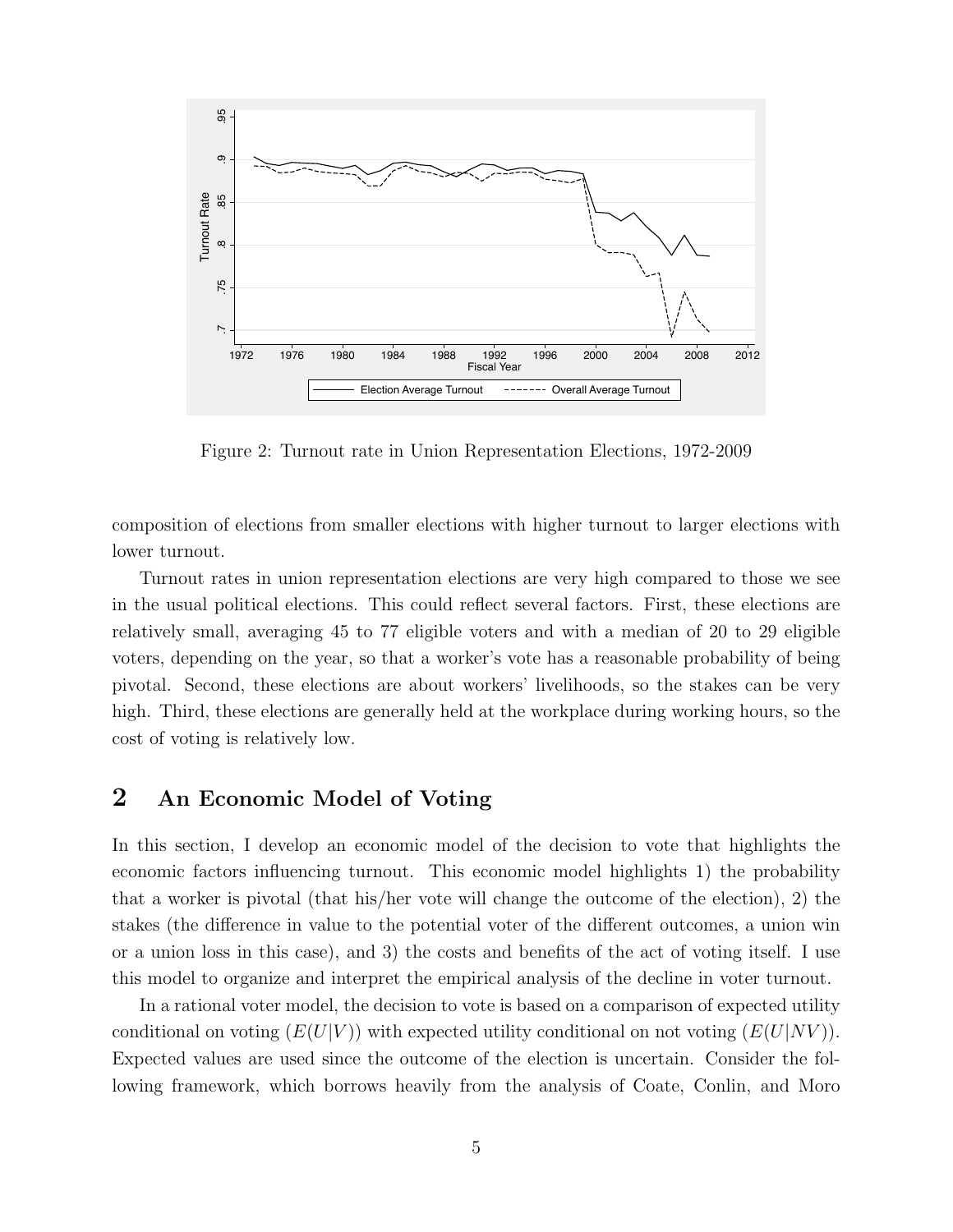Figure 2: Turnout rate in Union Representation Elections, 1972-2009

composition of elections from smaller elections with higher turnout to larger elections with lower turnout.

Turnout rates in union representation elections are very high compared to those we see in the usual political elections. This could reflect several factors. First, these elections are relatively small, averaging 45 to 77 eligible voters and with a median of 20 to 29 eligible voters, depending on the year, so that a worker's vote has a reasonable probability of being pivotal. Second, these elections are about workers' livelihoods, so the stakes can be very high. Third, these elections are generally held at the workplace during working hours, so the cost of voting is relatively low.

## 2 An Economic Model of Voting

In this section, I develop an economic model of the decision to vote that highlights the economic factors influencing turnout. This economic model highlights 1) the probability that a worker is pivotal (that his/her vote will change the outcome of the election), 2) the stakes (the difference in value to the potential voter of the different outcomes, a union win or a union loss in this case), and 3) the costs and benefits of the act of voting itself. I use this model to organize and interpret the empirical analysis of the decline in voter turnout.

In a rational voter model, the decision to vote is based on a comparison of expected utility conditional on voting ($E(U|V)$) with expected utility conditional on not voting ($E(U|NV)$). Expected values are used since the outcome of the election is uncertain. Consider the following framework, which borrows heavily from the analysis of Coate, Conlin, and Moro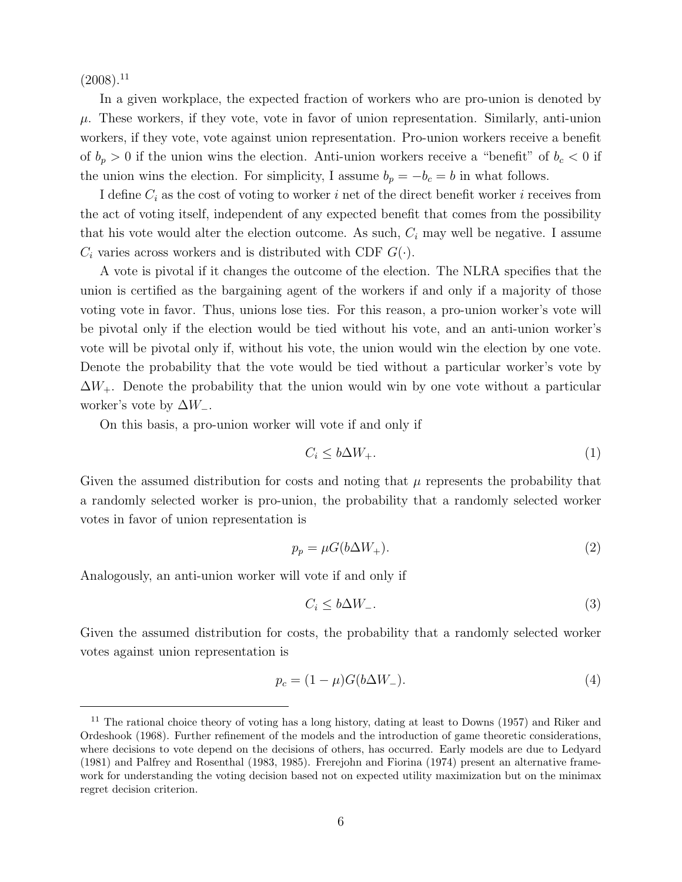(2008).[11]

In a given workplace, the expected fraction of workers who are pro-union is denoted by $\mu$. These workers, if they vote, vote in favor of union representation. Similarly, anti-union workers, if they vote, vote against union representation. Pro-union workers receive a benefit of $b_p > 0$ if the union wins the election. Anti-union workers receive a "benefit" of $b_c < 0$ if the union wins the election. For simplicity, I assume $b_p = -b_c = b$ in what follows.

I define $C_i$ as the cost of voting to worker $i$ net of the direct benefit worker $i$ receives from the act of voting itself, independent of any expected benefit that comes from the possibility that his vote would alter the election outcome. As such, $C_i$ may well be negative. I assume $C_i$ varies across workers and is distributed with CDF $G(\cdot)$.

A vote is pivotal if it changes the outcome of the election. The NLRA specifies that the union is certified as the bargaining agent of the workers if and only if a majority of those voting vote in favor. Thus, unions lose ties. For this reason, a pro-union worker's vote will be pivotal only if the election would be tied without his vote, and an anti-union worker's vote will be pivotal only if, without his vote, the union would win the election by one vote. Denote the probability that the vote would be tied without a particular worker's vote by $\Delta W_+$. Denote the probability that the union would win by one vote without a particular worker's vote by $\Delta W_-$.

On this basis, a pro-union worker will vote if and only if

$$C_i \leq b\Delta W_+. \tag{1}$$

Given the assumed distribution for costs and noting that $\mu$ represents the probability that a randomly selected worker is pro-union, the probability that a randomly selected worker votes in favor of union representation is

$$p_p = \mu G(b\Delta W_+). \tag{2}$$

Analogously, an anti-union worker will vote if and only if

$$C_i \leq b\Delta W_-. \tag{3}$$

Given the assumed distribution for costs, the probability that a randomly selected worker votes against union representation is

$$p_c = (1-\mu)G(b\Delta W_-). \tag{4}$$

[11] The rational choice theory of voting has a long history, dating at least to Downs (1957) and Riker and Ordeshook (1968). Further refinement of the models and the introduction of game theoretic considerations, where decisions to vote depend on the decisions of others, has occurred. Early models are due to Ledyard (1981) and Palfrey and Rosenthal (1983, 1985). Ferejohn and Fiorina (1974) present an alternative framework for understanding the voting decision based not on expected utility maximization but on the minimax regret decision criterion.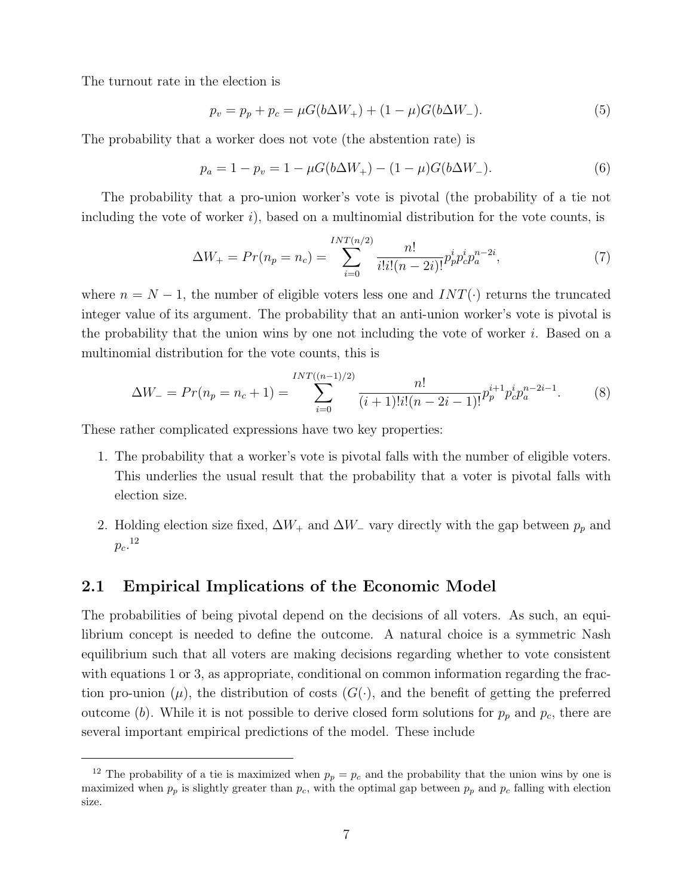The turnout rate in the election is

$$p_v = p_p + p_c = \mu G(b\Delta W_+) + (1-\mu)G(b\Delta W_-). \tag{5}$$

The probability that a worker does not vote (the abstention rate) is

$$p_a = 1 - p_v = 1 - \mu G(b\Delta W_+) - (1-\mu)G(b\Delta W_-). \tag{6}$$

The probability that a pro-union worker's vote is pivotal (the probability of a tie not including the vote of worker $i$), based on a multinomial distribution for the vote counts, is

$$\Delta W_+ = Pr(n_p = n_c) = \sum_{i=0}^{INT(n/2)} \frac{n!}{i!i!(n-2i)!} p_p^i p_c^i p_a^{n-2i}, \tag{7}$$

where $n = N - 1$, the number of eligible voters less one and $INT(\cdot)$ returns the truncated integer value of its argument. The probability that an anti-union worker's vote is pivotal is the probability that the union wins by one not including the vote of worker $i$. Based on a multinomial distribution for the vote counts, this is

$$\Delta W_- = Pr(n_p = n_c + 1) = \sum_{i=0}^{INT((n-1)/2)} \frac{n!}{(i+1)!i!(n-2i-1)!} p_p^{i+1} p_c^i p_a^{n-2i-1}. \tag{8}$$

These rather complicated expressions have two key properties:

1. The probability that a worker's vote is pivotal falls with the number of eligible voters. This underlies the usual result that the probability that a voter is pivotal falls with election size.
2. Holding election size fixed, $\Delta W_+$ and $\Delta W_-$ vary directly with the gap between $p_p$ and $p_c$.[12]

## 2.1 Empirical Implications of the Economic Model

The probabilities of being pivotal depend on the decisions of all voters. As such, an equilibrium concept is needed to define the outcome. A natural choice is a symmetric Nash equilibrium such that all voters are making decisions regarding whether to vote consistent with equations 1 or 3, as appropriate, conditional on common information regarding the fraction pro-union ($\mu$), the distribution of costs ($G(\cdot)$, and the benefit of getting the preferred outcome ($b$). While it is not possible to derive closed form solutions for $p_p$ and $p_c$, there are several important empirical predictions of the model. These include

[12] The probability of a tie is maximized when $p_p = p_c$ and the probability that the union wins by one is maximized when $p_p$ is slightly greater than $p_c$, with the optimal gap between $p_p$ and $p_c$ falling with election size.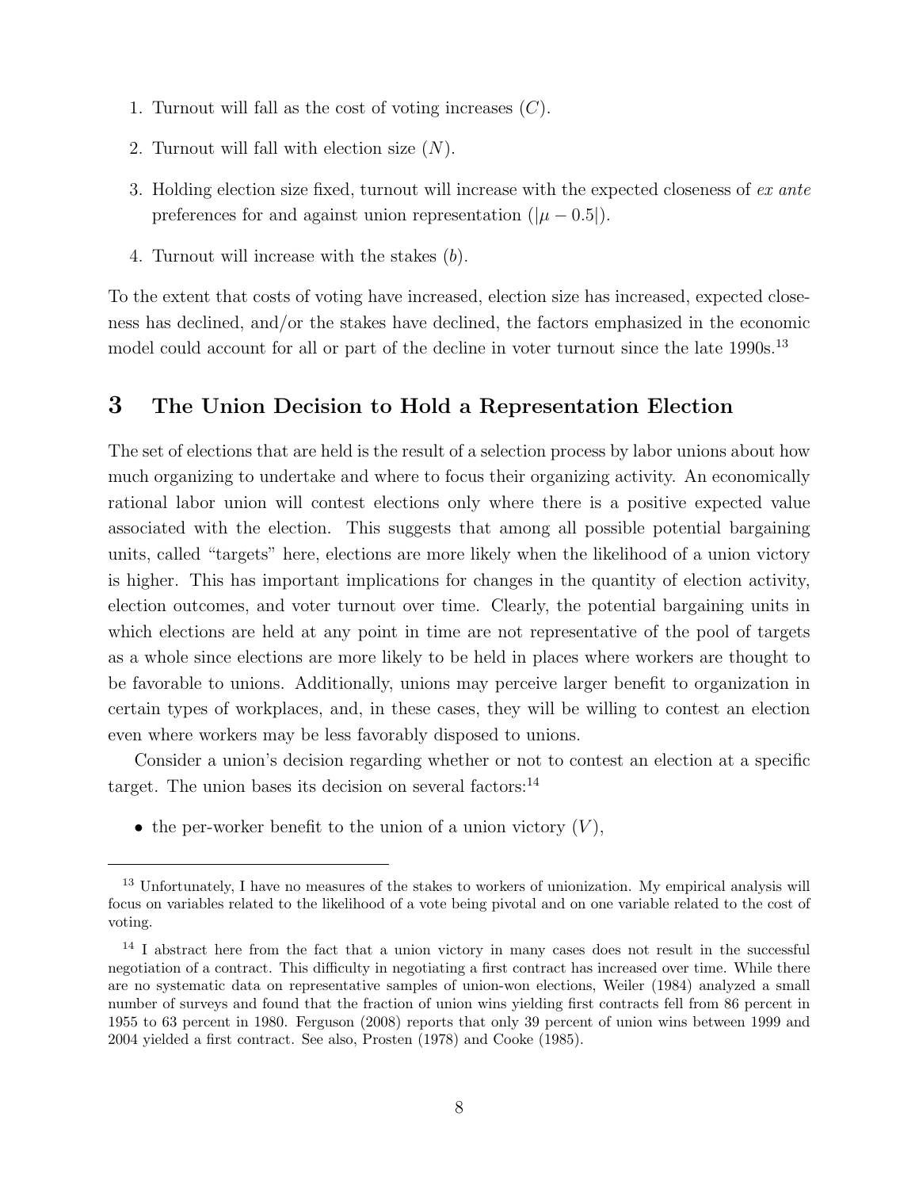1. Turnout will fall as the cost of voting increases ($C$).
2. Turnout will fall with election size ($N$).
3. Holding election size fixed, turnout will increase with the expected closeness of *ex ante* preferences for and against union representation ($|\mu - 0.5|$).
4. Turnout will increase with the stakes ($b$).

To the extent that costs of voting have increased, election size has increased, expected closeness has declined, and/or the stakes have declined, the factors emphasized in the economic model could account for all or part of the decline in voter turnout since the late 1990s.[13]

## 3 The Union Decision to Hold a Representation Election

The set of elections that are held is the result of a selection process by labor unions about how much organizing to undertake and where to focus their organizing activity. An economically rational labor union will contest elections only where there is a positive expected value associated with the election. This suggests that among all possible potential bargaining units, called "targets" here, elections are more likely when the likelihood of a union victory is higher. This has important implications for changes in the quantity of election activity, election outcomes, and voter turnout over time. Clearly, the potential bargaining units in which elections are held at any point in time are not representative of the pool of targets as a whole since elections are more likely to be held in places where workers are thought to be favorable to unions. Additionally, unions may perceive larger benefit to organization in certain types of workplaces, and, in these cases, they will be willing to contest an election even where workers may be less favorably disposed to unions.

Consider a union's decision regarding whether or not to contest an election at a specific target. The union bases its decision on several factors:[14]

- the per-worker benefit to the union of a union victory ($V$),

---

[13] Unfortunately, I have no measures of the stakes to workers of unionization. My empirical analysis will focus on variables related to the likelihood of a vote being pivotal and on one variable related to the cost of voting.

[14] I abstract here from the fact that a union victory in many cases does not result in the successful negotiation of a contract. This difficulty in negotiating a first contract has increased over time. While there are no systematic data on representative samples of union-won elections, Weiler (1984) analyzed a small number of surveys and found that the fraction of union wins yielding first contracts fell from 86 percent in 1955 to 63 percent in 1980. Ferguson (2008) reports that only 39 percent of union wins between 1999 and 2004 yielded a first contract. See also, Prosten (1978) and Cooke (1985).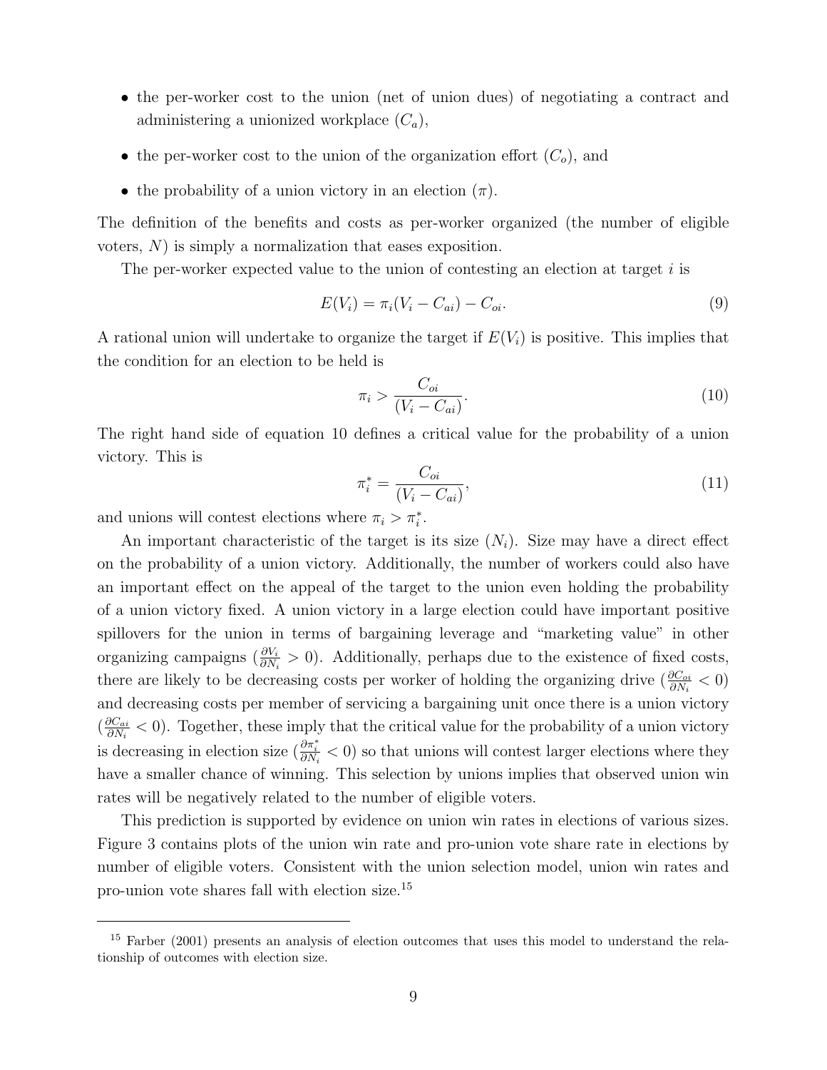- the per-worker cost to the union (net of union dues) of negotiating a contract and administering a unionized workplace ($C_a$),
- the per-worker cost to the union of the organization effort ($C_o$), and
- the probability of a union victory in an election ($\pi$).

The definition of the benefits and costs as per-worker organized (the number of eligible voters, $N$) is simply a normalization that eases exposition.

The per-worker expected value to the union of contesting an election at target $i$ is

$$E(V_i) = \pi_i(V_i - C_{ai}) - C_{oi}. \tag{9}$$

A rational union will undertake to organize the target if $E(V_i)$ is positive. This implies that the condition for an election to be held is

$$\pi_i > \frac{C_{oi}}{(V_i - C_{ai})}. \tag{10}$$

The right hand side of equation 10 defines a critical value for the probability of a union victory. This is

$$\pi_i^* = \frac{C_{oi}}{(V_i - C_{ai})}, \tag{11}$$

and unions will contest elections where $\pi_i > \pi_i^*$.

An important characteristic of the target is its size ($N_i$). Size may have a direct effect on the probability of a union victory. Additionally, the number of workers could also have an important effect on the appeal of the target to the union even holding the probability of a union victory fixed. A union victory in a large election could have important positive spillovers for the union in terms of bargaining leverage and "marketing value" in other organizing campaigns ($\frac{\partial V_i}{\partial N_i} > 0$). Additionally, perhaps due to the existence of fixed costs, there are likely to be decreasing costs per worker of holding the organizing drive ($\frac{\partial C_{oi}}{\partial N_i} < 0$) and decreasing costs per member of servicing a bargaining unit once there is a union victory ($\frac{\partial C_{ai}}{\partial N_i} < 0$). Together, these imply that the critical value for the probability of a union victory is decreasing in election size ($\frac{\partial \pi_i^*}{\partial N_i} < 0$) so that unions will contest larger elections where they have a smaller chance of winning. This selection by unions implies that observed union win rates will be negatively related to the number of eligible voters.

This prediction is supported by evidence on union win rates in elections of various sizes. Figure 3 contains plots of the union win rate and pro-union vote share rate in elections by number of eligible voters. Consistent with the union selection model, union win rates and pro-union vote shares fall with election size.[15]

[15] Farber (2001) presents an analysis of election outcomes that uses this model to understand the relationship of outcomes with election size.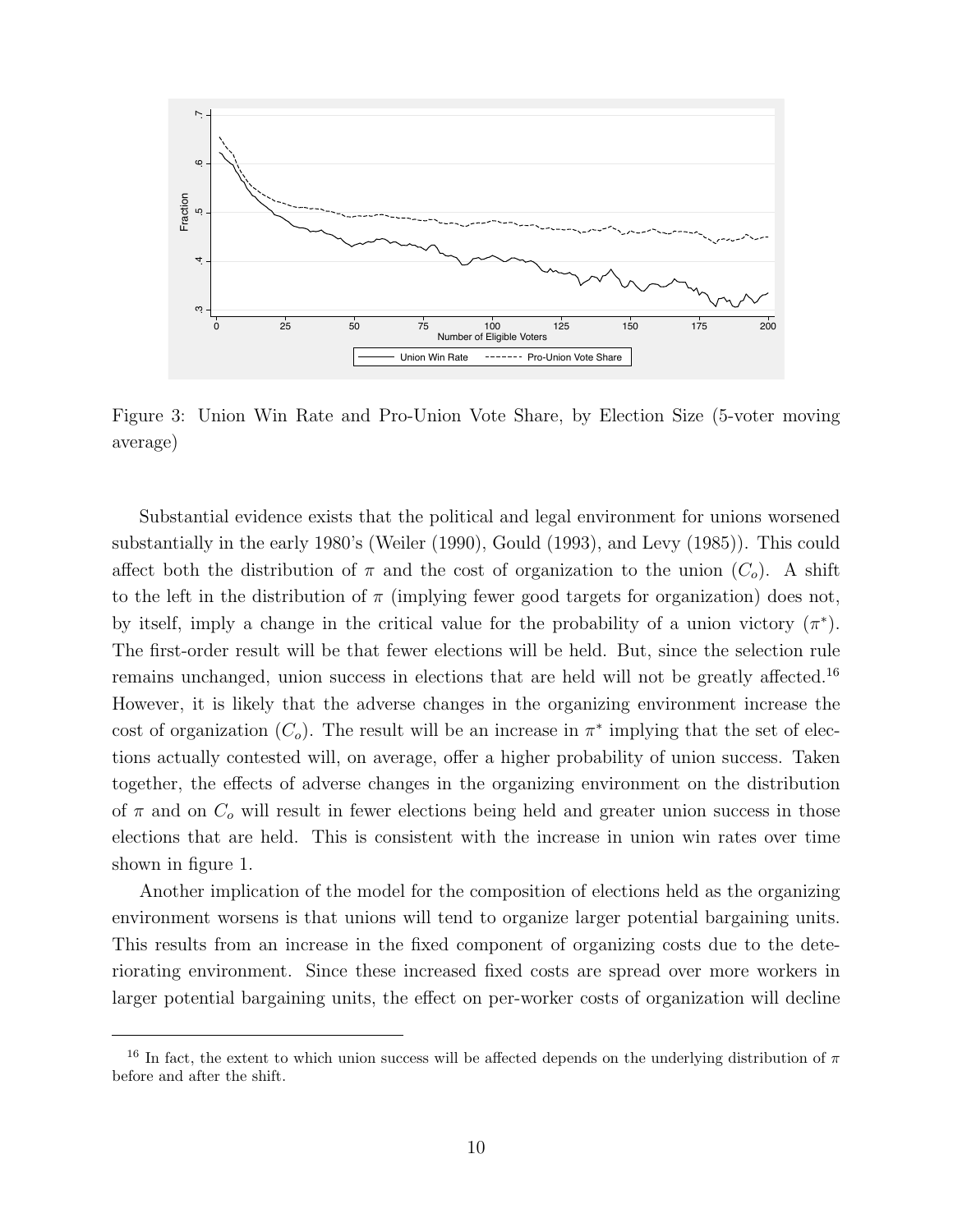Figure 3: Union Win Rate and Pro-Union Vote Share, by Election Size (5-voter moving average)

Substantial evidence exists that the political and legal environment for unions worsened substantially in the early 1980's (Weiler (1990), Gould (1993), and Levy (1985)). This could affect both the distribution of $\pi$ and the cost of organization to the union ($C_o$). A shift to the left in the distribution of $\pi$ (implying fewer good targets for organization) does not, by itself, imply a change in the critical value for the probability of a union victory ($\pi^*$). The first-order result will be that fewer elections will be held. But, since the selection rule remains unchanged, union success in elections that are held will not be greatly affected.[16] However, it is likely that the adverse changes in the organizing environment increase the cost of organization ($C_o$). The result will be an increase in $\pi^*$ implying that the set of elections actually contested will, on average, offer a higher probability of union success. Taken together, the effects of adverse changes in the organizing environment on the distribution of $\pi$ and on $C_o$ will result in fewer elections being held and greater union success in those elections that are held. This is consistent with the increase in union win rates over time shown in figure 1.

Another implication of the model for the composition of elections held as the organizing environment worsens is that unions will tend to organize larger potential bargaining units. This results from an increase in the fixed component of organizing costs due to the deteriorating environment. Since these increased fixed costs are spread over more workers in larger potential bargaining units, the effect on per-worker costs of organization will decline

[16] In fact, the extent to which union success will be affected depends on the underlying distribution of $\pi$ before and after the shift.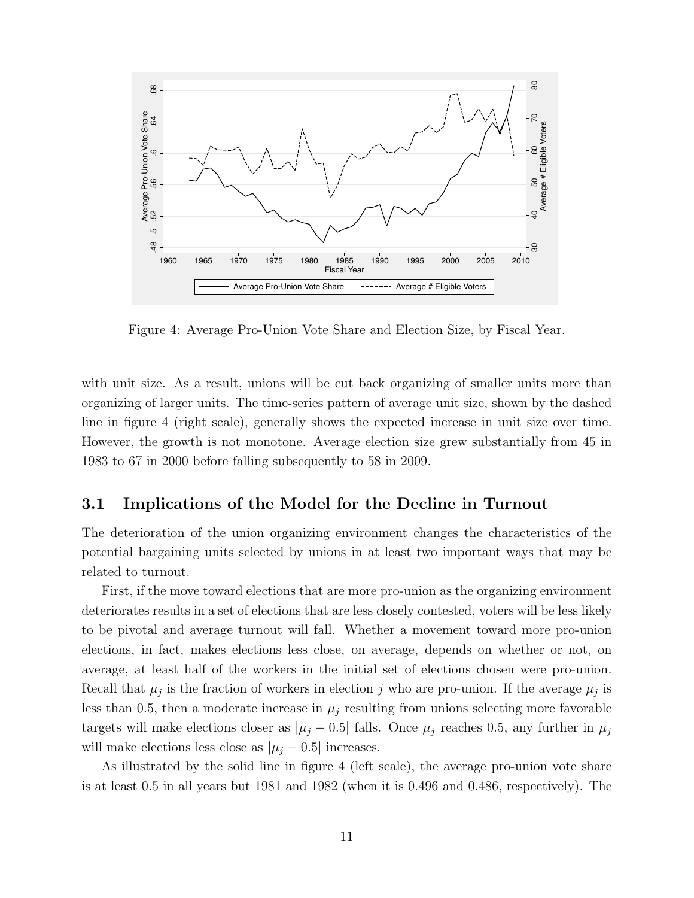Figure 4: Average Pro-Union Vote Share and Election Size, by Fiscal Year.

with unit size. As a result, unions will be cut back organizing of smaller units more than organizing of larger units. The time-series pattern of average unit size, shown by the dashed line in figure 4 (right scale), generally shows the expected increase in unit size over time. However, the growth is not monotone. Average election size grew substantially from 45 in 1983 to 67 in 2000 before falling subsequently to 58 in 2009.

## 3.1 Implications of the Model for the Decline in Turnout

The deterioration of the union organizing environment changes the characteristics of the potential bargaining units selected by unions in at least two important ways that may be related to turnout.

First, if the move toward elections that are more pro-union as the organizing environment deteriorates results in a set of elections that are less closely contested, voters will be less likely to be pivotal and average turnout will fall. Whether a movement toward more pro-union elections, in fact, makes elections less close, on average, depends on whether or not, on average, at least half of the workers in the initial set of elections chosen were pro-union. Recall that $\mu_j$ is the fraction of workers in election $j$ who are pro-union. If the average $\mu_j$ is less than 0.5, then a moderate increase in $\mu_j$ resulting from unions selecting more favorable targets will make elections closer as $|\mu_j - 0.5|$ falls. Once $\mu_j$ reaches 0.5, any further in $\mu_j$ will make elections less close as $|\mu_j - 0.5|$ increases.

As illustrated by the solid line in figure 4 (left scale), the average pro-union vote share is at least 0.5 in all years but 1981 and 1982 (when it is 0.496 and 0.486, respectively). The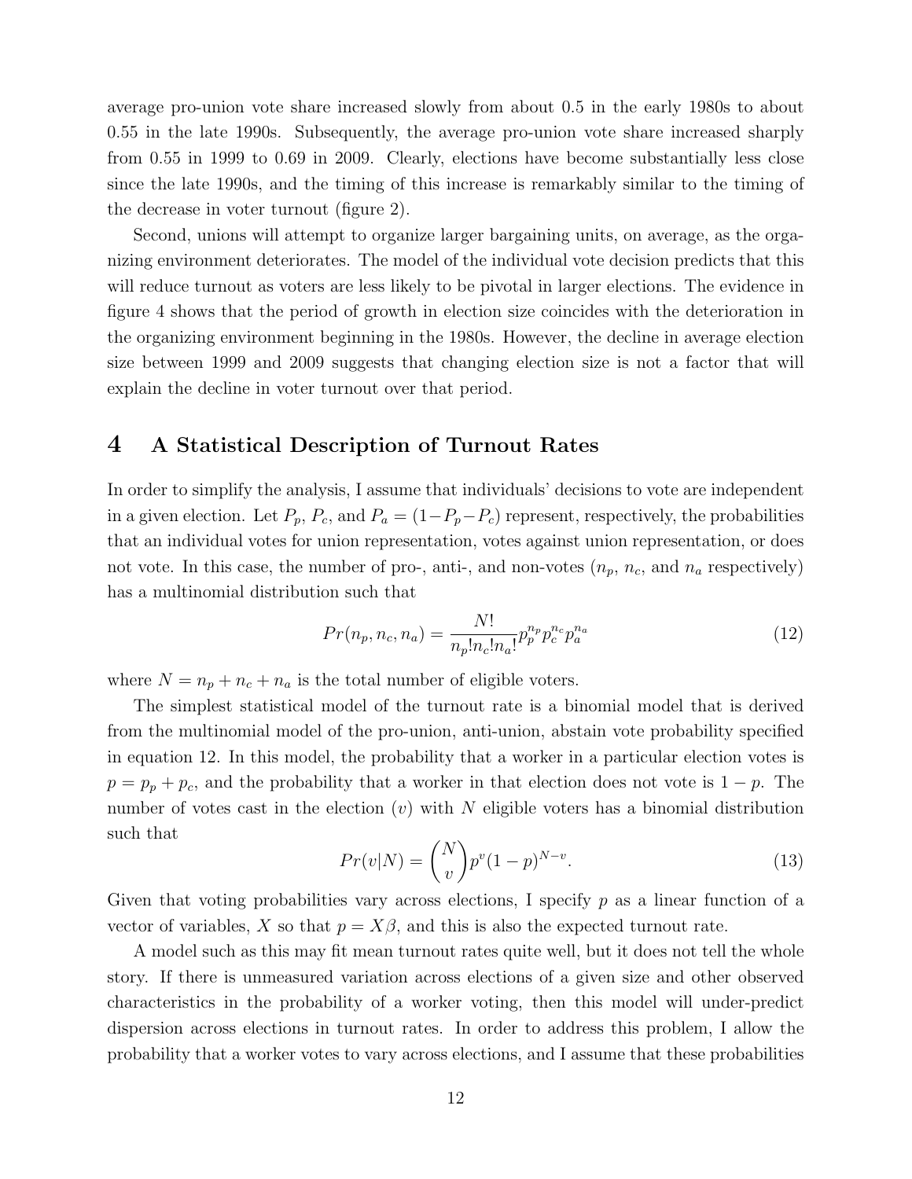average pro-union vote share increased slowly from about 0.5 in the early 1980s to about 0.55 in the late 1990s. Subsequently, the average pro-union vote share increased sharply from 0.55 in 1999 to 0.69 in 2009. Clearly, elections have become substantially less close since the late 1990s, and the timing of this increase is remarkably similar to the timing of the decrease in voter turnout (figure 2).

Second, unions will attempt to organize larger bargaining units, on average, as the organizing environment deteriorates. The model of the individual vote decision predicts that this will reduce turnout as voters are less likely to be pivotal in larger elections. The evidence in figure 4 shows that the period of growth in election size coincides with the deterioration in the organizing environment beginning in the 1980s. However, the decline in average election size between 1999 and 2009 suggests that changing election size is not a factor that will explain the decline in voter turnout over that period.

## 4 A Statistical Description of Turnout Rates

In order to simplify the analysis, I assume that individuals' decisions to vote are independent in a given election. Let $P_p$, $P_c$, and $P_a = (1 - P_p - P_c)$ represent, respectively, the probabilities that an individual votes for union representation, votes against union representation, or does not vote. In this case, the number of pro-, anti-, and non-votes ($n_p$, $n_c$, and $n_a$ respectively) has a multinomial distribution such that

$$Pr(n_p, n_c, n_a) = \frac{N!}{n_p! n_c! n_a!} p_p^{n_p} p_c^{n_c} p_a^{n_a} \tag{12}$$

where $N = n_p + n_c + n_a$ is the total number of eligible voters.

The simplest statistical model of the turnout rate is a binomial model that is derived from the multinomial model of the pro-union, anti-union, abstain vote probability specified in equation 12. In this model, the probability that a worker in a particular election votes is $p = p_p + p_c$, and the probability that a worker in that election does not vote is $1 - p$. The number of votes cast in the election ($v$) with $N$ eligible voters has a binomial distribution such that

$$Pr(v|N) = \binom{N}{v} p^v (1-p)^{N-v}. \tag{13}$$

Given that voting probabilities vary across elections, I specify $p$ as a linear function of a vector of variables, $X$ so that $p = X\beta$, and this is also the expected turnout rate.

A model such as this may fit mean turnout rates quite well, but it does not tell the whole story. If there is unmeasured variation across elections of a given size and other observed characteristics in the probability of a worker voting, then this model will under-predict dispersion across elections in turnout rates. In order to address this problem, I allow the probability that a worker votes to vary across elections, and I assume that these probabilities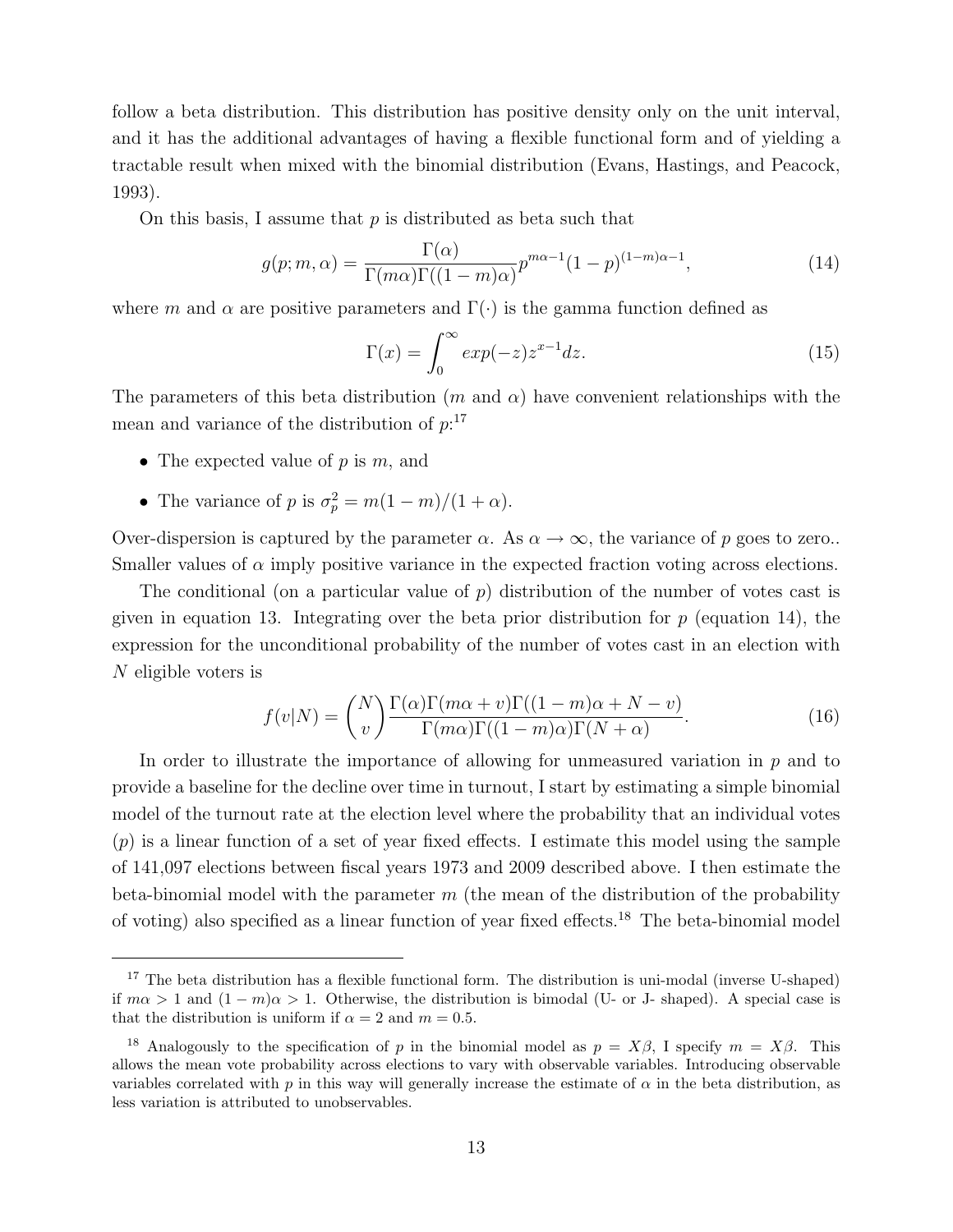follow a beta distribution. This distribution has positive density only on the unit interval, and it has the additional advantages of having a flexible functional form and of yielding a tractable result when mixed with the binomial distribution (Evans, Hastings, and Peacock, 1993).

On this basis, I assume that $p$ is distributed as beta such that

$$g(p; m, \alpha) = \frac{\Gamma(\alpha)}{\Gamma(m\alpha)\Gamma((1-m)\alpha)} p^{m\alpha-1}(1-p)^{(1-m)\alpha-1}, \tag{14}$$

where $m$ and $\alpha$ are positive parameters and $\Gamma(\cdot)$ is the gamma function defined as

$$\Gamma(x) = \int_0^\infty exp(-z) z^{x-1} dz. \tag{15}$$

The parameters of this beta distribution ($m$ and $\alpha$) have convenient relationships with the mean and variance of the distribution of $p$:[17]

- The expected value of $p$ is $m$, and
- The variance of $p$ is $\sigma_p^2 = m(1-m)/(1+\alpha)$.

Over-dispersion is captured by the parameter $\alpha$. As $\alpha \to \infty$, the variance of $p$ goes to zero.. Smaller values of $\alpha$ imply positive variance in the expected fraction voting across elections.

The conditional (on a particular value of $p$) distribution of the number of votes cast is given in equation 13. Integrating over the beta prior distribution for $p$ (equation 14), the expression for the unconditional probability of the number of votes cast in an election with $N$ eligible voters is

$$f(v|N) = \binom{N}{v} \frac{\Gamma(\alpha)\Gamma(m\alpha + v)\Gamma((1-m)\alpha + N - v)}{\Gamma(m\alpha)\Gamma((1-m)\alpha)\Gamma(N+\alpha)}. \tag{16}$$

In order to illustrate the importance of allowing for unmeasured variation in $p$ and to provide a baseline for the decline over time in turnout, I start by estimating a simple binomial model of the turnout rate at the election level where the probability that an individual votes ($p$) is a linear function of a set of year fixed effects. I estimate this model using the sample of 141,097 elections between fiscal years 1973 and 2009 described above. I then estimate the beta-binomial model with the parameter $m$ (the mean of the distribution of the probability of voting) also specified as a linear function of year fixed effects.[18] The beta-binomial model

---

[17] The beta distribution has a flexible functional form. The distribution is uni-modal (inverse U-shaped) if $m\alpha > 1$ and $(1-m)\alpha > 1$. Otherwise, the distribution is bimodal (U- or J- shaped). A special case is that the distribution is uniform if $\alpha = 2$ and $m = 0.5$.

[18] Analogously to the specification of $p$ in the binomial model as $p = X\beta$, I specify $m = X\beta$. This allows the mean vote probability across elections to vary with observable variables. Introducing observable variables correlated with $p$ in this way will generally increase the estimate of $\alpha$ in the beta distribution, as less variation is attributed to unobservables.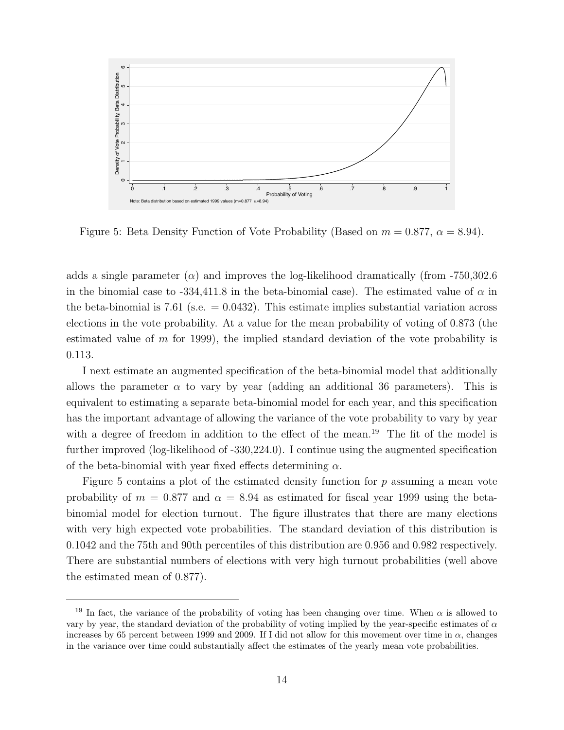Figure 5: Beta Density Function of Vote Probability (Based on $m = 0.877$, $\alpha = 8.94$).

adds a single parameter ($\alpha$) and improves the log-likelihood dramatically (from -750,302.6 in the binomial case to -334,411.8 in the beta-binomial case). The estimated value of $\alpha$ in the beta-binomial is 7.61 (s.e. = 0.0432). This estimate implies substantial variation across elections in the vote probability. At a value for the mean probability of voting of 0.873 (the estimated value of $m$ for 1999), the implied standard deviation of the vote probability is 0.113.

I next estimate an augmented specification of the beta-binomial model that additionally allows the parameter $\alpha$ to vary by year (adding an additional 36 parameters). This is equivalent to estimating a separate beta-binomial model for each year, and this specification has the important advantage of allowing the variance of the vote probability to vary by year with a degree of freedom in addition to the effect of the mean.[19] The fit of the model is further improved (log-likelihood of -330,224.0). I continue using the augmented specification of the beta-binomial with year fixed effects determining $\alpha$.

Figure 5 contains a plot of the estimated density function for $p$ assuming a mean vote probability of $m = 0.877$ and $\alpha = 8.94$ as estimated for fiscal year 1999 using the beta-binomial model for election turnout. The figure illustrates that there are many elections with very high expected vote probabilities. The standard deviation of this distribution is 0.1042 and the 75th and 90th percentiles of this distribution are 0.956 and 0.982 respectively. There are substantial numbers of elections with very high turnout probabilities (well above the estimated mean of 0.877).

[19] In fact, the variance of the probability of voting has been changing over time. When $\alpha$ is allowed to vary by year, the standard deviation of the probability of voting implied by the year-specific estimates of $\alpha$ increases by 65 percent between 1999 and 2009. If I did not allow for this movement over time in $\alpha$, changes in the variance over time could substantially affect the estimates of the yearly mean vote probabilities.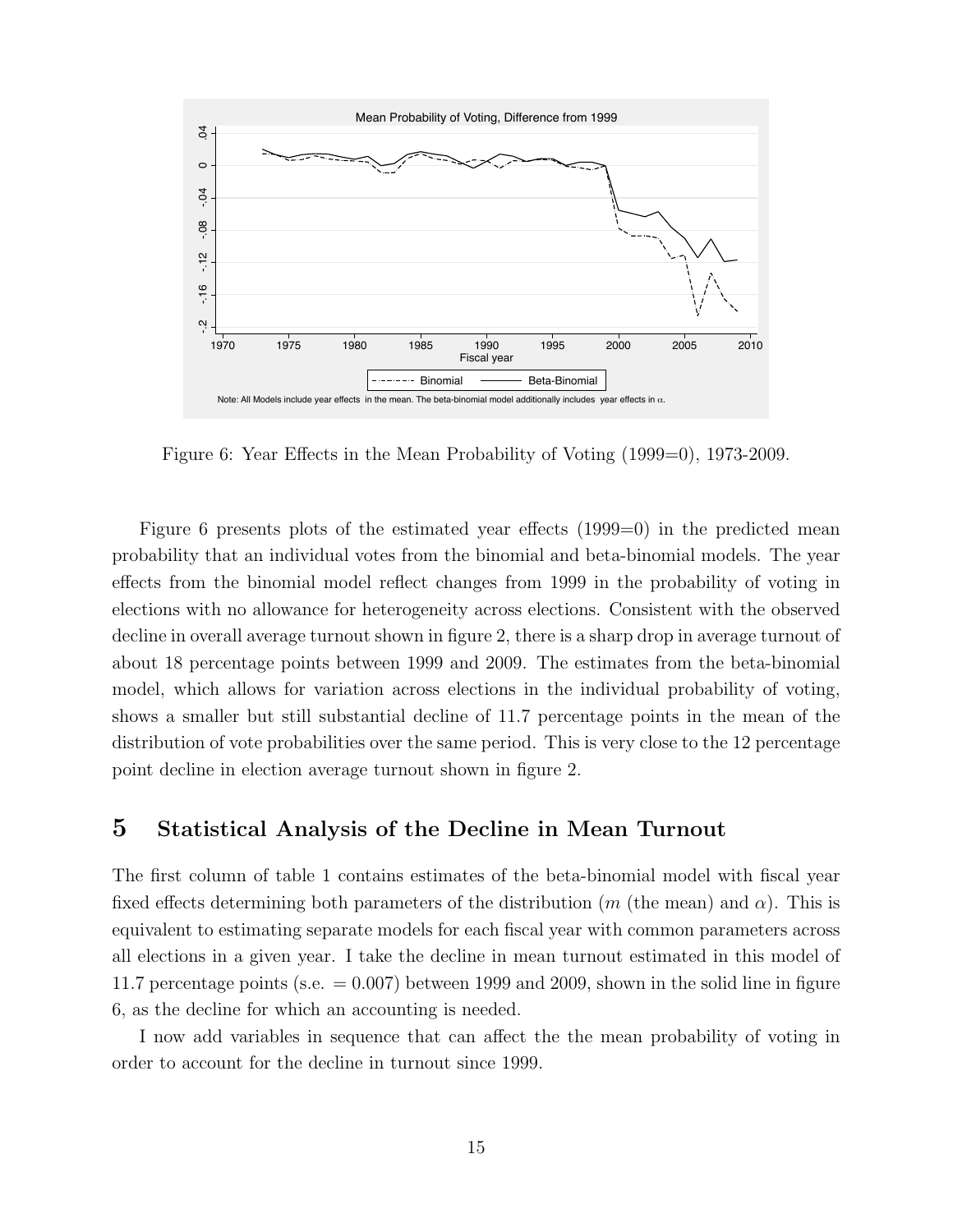Figure 6: Year Effects in the Mean Probability of Voting (1999=0), 1973-2009.

Figure 6 presents plots of the estimated year effects (1999=0) in the predicted mean probability that an individual votes from the binomial and beta-binomial models. The year effects from the binomial model reflect changes from 1999 in the probability of voting in elections with no allowance for heterogeneity across elections. Consistent with the observed decline in overall average turnout shown in figure 2, there is a sharp drop in average turnout of about 18 percentage points between 1999 and 2009. The estimates from the beta-binomial model, which allows for variation across elections in the individual probability of voting, shows a smaller but still substantial decline of 11.7 percentage points in the mean of the distribution of vote probabilities over the same period. This is very close to the 12 percentage point decline in election average turnout shown in figure 2.

## 5 Statistical Analysis of the Decline in Mean Turnout

The first column of table 1 contains estimates of the beta-binomial model with fiscal year fixed effects determining both parameters of the distribution ($m$ (the mean) and $\alpha$). This is equivalent to estimating separate models for each fiscal year with common parameters across all elections in a given year. I take the decline in mean turnout estimated in this model of 11.7 percentage points (s.e. $= 0.007$) between 1999 and 2009, shown in the solid line in figure 6, as the decline for which an accounting is needed.

I now add variables in sequence that can affect the the mean probability of voting in order to account for the decline in turnout since 1999.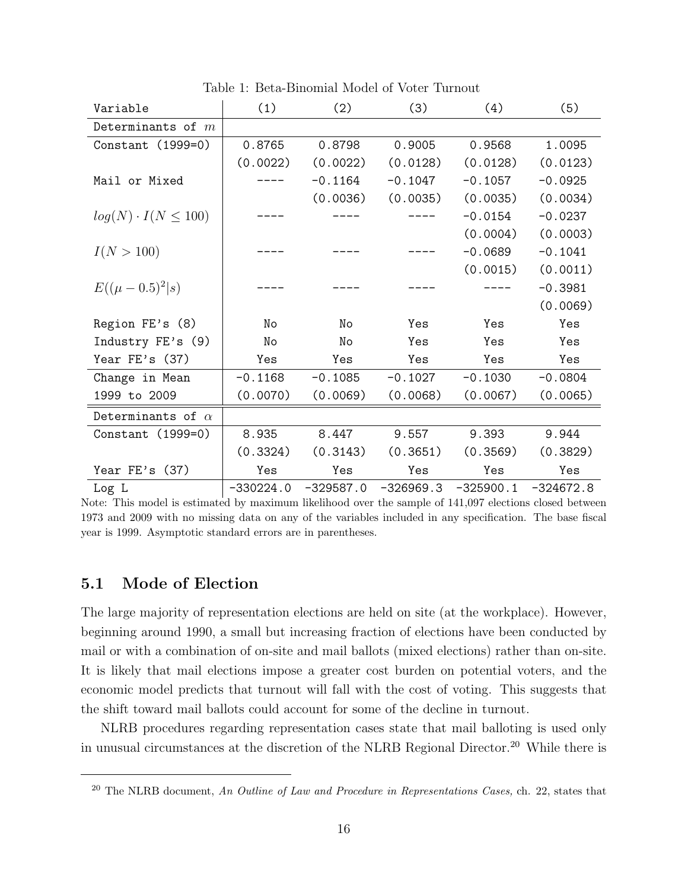Table 1: Beta-Binomial Model of Voter Turnout

| Variable | (1) | (2) | (3) | (4) | (5) |
|---|---|---|---|---|---|
| Determinants of $m$ | | | | | |
| Constant (1999=0) | 0.8765 | 0.8798 | 0.9005 | 0.9568 | 1.0095 |
| | (0.0022) | (0.0022) | (0.0128) | (0.0128) | (0.0123) |
| Mail or Mixed | ---- | -0.1164 | -0.1047 | -0.1057 | -0.0925 |
| | | (0.0036) | (0.0035) | (0.0035) | (0.0034) |
| $log(N) \cdot I(N \leq 100)$ | ---- | ---- | ---- | -0.0154 | -0.0237 |
| | | | | (0.0004) | (0.0003) |
| $I(N > 100)$ | ---- | ---- | ---- | -0.0689 | -0.1041 |
| | | | | (0.0015) | (0.0011) |
| $E((\mu - 0.5)^2 \vert s)$ | ---- | ---- | ---- | ---- | -0.3981 |
| | | | | | (0.0069) |
| Region FE's (8) | No | No | Yes | Yes | Yes |
| Industry FE's (9) | No | No | Yes | Yes | Yes |
| Year FE's (37) | Yes | Yes | Yes | Yes | Yes |
| Change in Mean | -0.1168 | -0.1085 | -0.1027 | -0.1030 | -0.0804 |
| 1999 to 2009 | (0.0070) | (0.0069) | (0.0068) | (0.0067) | (0.0065) |
| Determinants of $\alpha$ | | | | | |
| Constant (1999=0) | 8.935 | 8.447 | 9.557 | 9.393 | 9.944 |
| | (0.3324) | (0.3143) | (0.3651) | (0.3569) | (0.3829) |
| Year FE's (37) | Yes | Yes | Yes | Yes | Yes |
| Log L | -330224.0 | -329587.0 | -326969.3 | -325900.1 | -324672.8 |

Note: This model is estimated by maximum likelihood over the sample of 141,097 elections closed between 1973 and 2009 with no missing data on any of the variables included in any specification. The base fiscal year is 1999. Asymptotic standard errors are in parentheses.

## 5.1 Mode of Election

The large majority of representation elections are held on site (at the workplace). However, beginning around 1990, a small but increasing fraction of elections have been conducted by mail or with a combination of on-site and mail ballots (mixed elections) rather than on-site. It is likely that mail elections impose a greater cost burden on potential voters, and the economic model predicts that turnout will fall with the cost of voting. This suggests that the shift toward mail ballots could account for some of the decline in turnout.

NLRB procedures regarding representation cases state that mail balloting is used only in unusual circumstances at the discretion of the NLRB Regional Director.[20] While there is

[20] The NLRB document, *An Outline of Law and Procedure in Representations Cases,* ch. 22, states that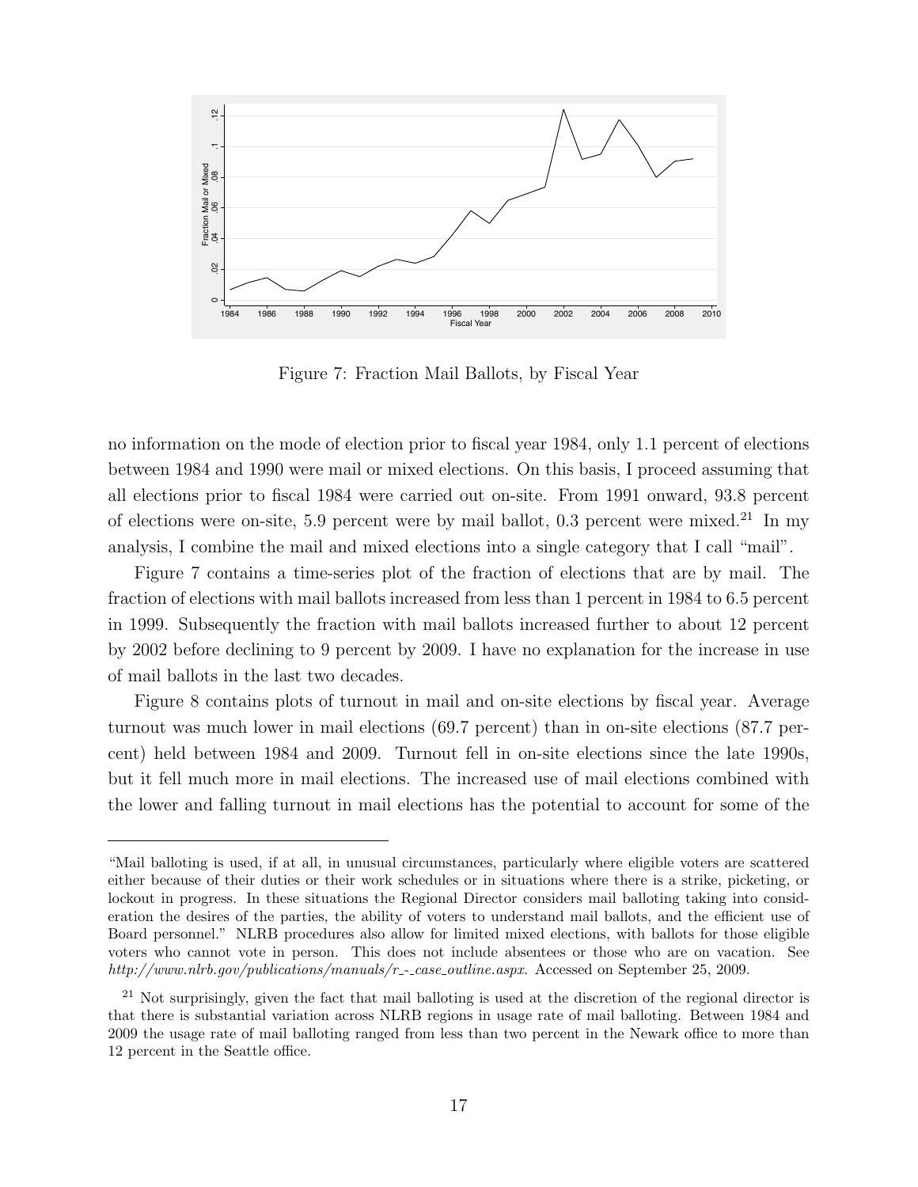Figure 7: Fraction Mail Ballots, by Fiscal Year

no information on the mode of election prior to fiscal year 1984, only 1.1 percent of elections between 1984 and 1990 were mail or mixed elections. On this basis, I proceed assuming that all elections prior to fiscal 1984 were carried out on-site. From 1991 onward, 93.8 percent of elections were on-site, 5.9 percent were by mail ballot, 0.3 percent were mixed.[21] In my analysis, I combine the mail and mixed elections into a single category that I call "mail".

Figure 7 contains a time-series plot of the fraction of elections that are by mail. The fraction of elections with mail ballots increased from less than 1 percent in 1984 to 6.5 percent in 1999. Subsequently the fraction with mail ballots increased further to about 12 percent by 2002 before declining to 9 percent by 2009. I have no explanation for the increase in use of mail ballots in the last two decades.

Figure 8 contains plots of turnout in mail and on-site elections by fiscal year. Average turnout was much lower in mail elections (69.7 percent) than in on-site elections (87.7 percent) held between 1984 and 2009. Turnout fell in on-site elections since the late 1990s, but it fell much more in mail elections. The increased use of mail elections combined with the lower and falling turnout in mail elections has the potential to account for some of the

---

"Mail balloting is used, if at all, in unusual circumstances, particularly where eligible voters are scattered either because of their duties or their work schedules or in situations where there is a strike, picketing, or lockout in progress. In these situations the Regional Director considers mail balloting taking into consideration the desires of the parties, the ability of voters to understand mail ballots, and the efficient use of Board personnel." NLRB procedures also allow for limited mixed elections, with ballots for those eligible voters who cannot vote in person. This does not include absentees or those who are on vacation. See *http://www.nlrb.gov/publications/manuals/r_-_case_outline.aspx.* Accessed on September 25, 2009.

[21] Not surprisingly, given the fact that mail balloting is used at the discretion of the regional director is that there is substantial variation across NLRB regions in usage rate of mail balloting. Between 1984 and 2009 the usage rate of mail balloting ranged from less than two percent in the Newark office to more than 12 percent in the Seattle office.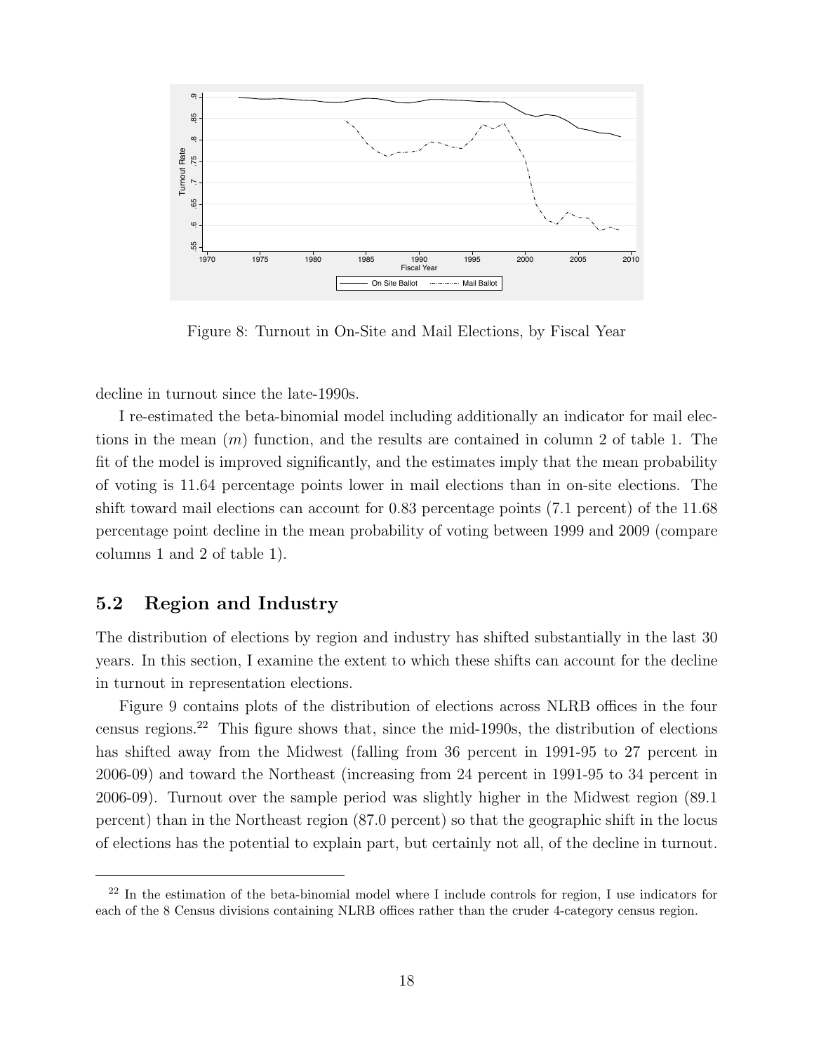Figure 8: Turnout in On-Site and Mail Elections, by Fiscal Year

decline in turnout since the late-1990s.

I re-estimated the beta-binomial model including additionally an indicator for mail elections in the mean ($m$) function, and the results are contained in column 2 of table 1. The fit of the model is improved significantly, and the estimates imply that the mean probability of voting is 11.64 percentage points lower in mail elections than in on-site elections. The shift toward mail elections can account for 0.83 percentage points (7.1 percent) of the 11.68 percentage point decline in the mean probability of voting between 1999 and 2009 (compare columns 1 and 2 of table 1).

## 5.2 Region and Industry

The distribution of elections by region and industry has shifted substantially in the last 30 years. In this section, I examine the extent to which these shifts can account for the decline in turnout in representation elections.

Figure 9 contains plots of the distribution of elections across NLRB offices in the four census regions.[22] This figure shows that, since the mid-1990s, the distribution of elections has shifted away from the Midwest (falling from 36 percent in 1991-95 to 27 percent in 2006-09) and toward the Northeast (increasing from 24 percent in 1991-95 to 34 percent in 2006-09). Turnout over the sample period was slightly higher in the Midwest region (89.1 percent) than in the Northeast region (87.0 percent) so that the geographic shift in the locus of elections has the potential to explain part, but certainly not all, of the decline in turnout.

[22] In the estimation of the beta-binomial model where I include controls for region, I use indicators for each of the 8 Census divisions containing NLRB offices rather than the cruder 4-category census region.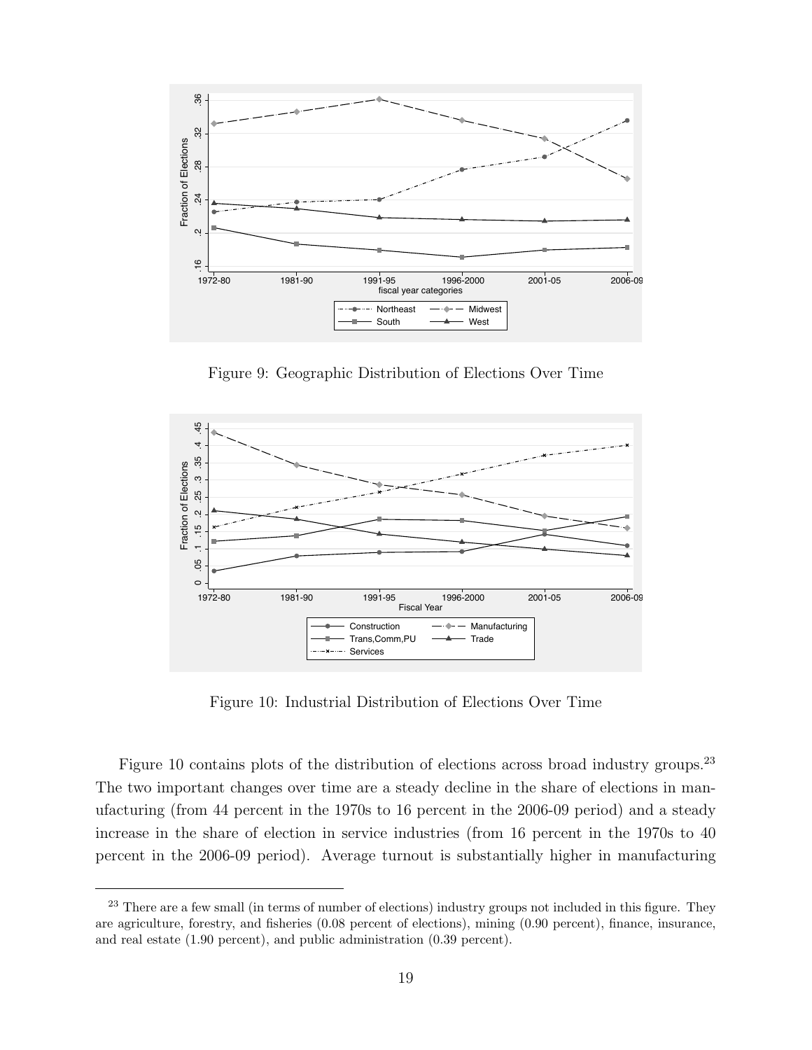Figure 9: Geographic Distribution of Elections Over Time

Figure 10: Industrial Distribution of Elections Over Time

Figure 10 contains plots of the distribution of elections across broad industry groups.[23] The two important changes over time are a steady decline in the share of elections in manufacturing (from 44 percent in the 1970s to 16 percent in the 2006-09 period) and a steady increase in the share of election in service industries (from 16 percent in the 1970s to 40 percent in the 2006-09 period). Average turnout is substantially higher in manufacturing

[23] There are a few small (in terms of number of elections) industry groups not included in this figure. They are agriculture, forestry, and fisheries (0.08 percent of elections), mining (0.90 percent), finance, insurance, and real estate (1.90 percent), and public administration (0.39 percent).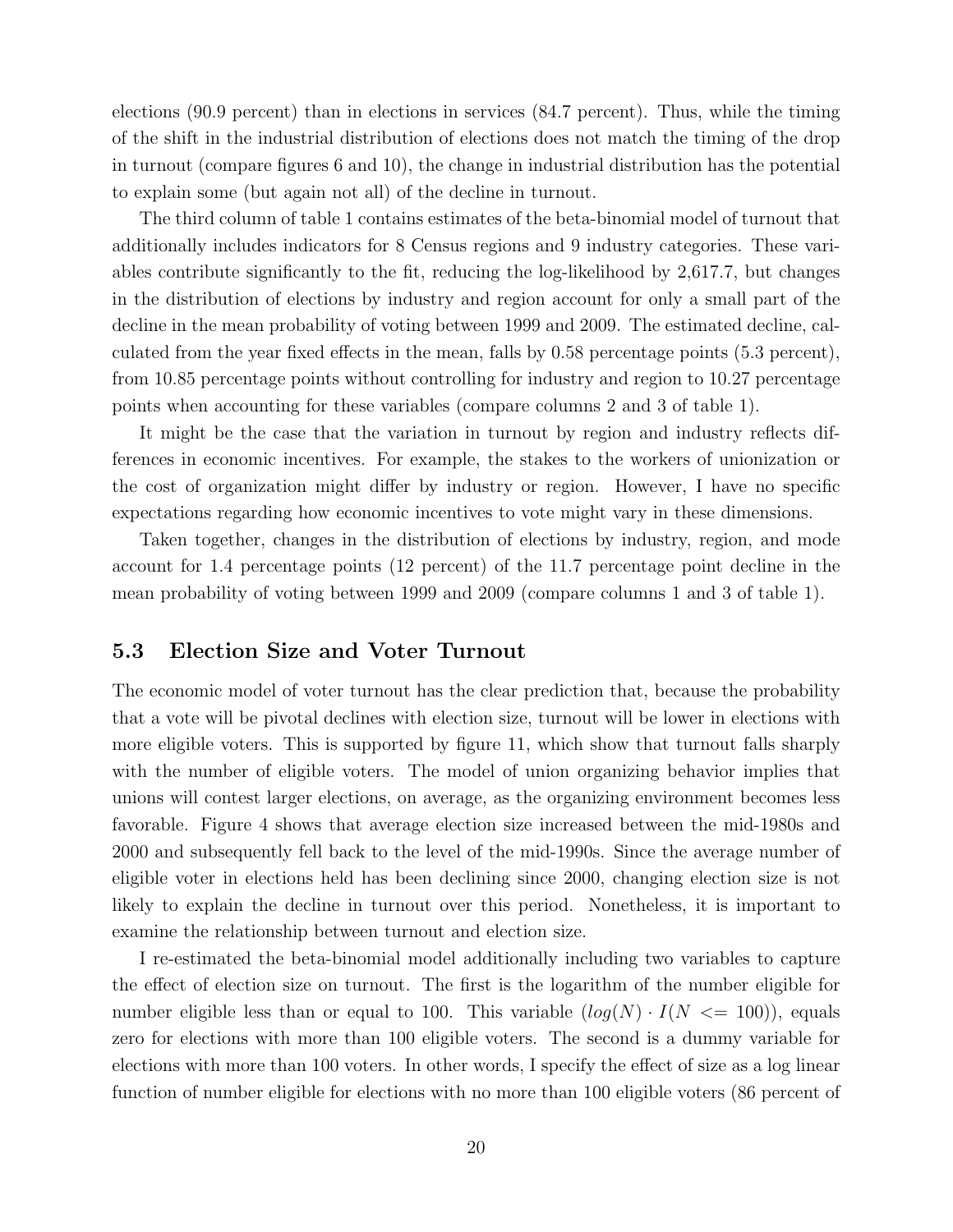elections (90.9 percent) than in elections in services (84.7 percent). Thus, while the timing of the shift in the industrial distribution of elections does not match the timing of the drop in turnout (compare figures 6 and 10), the change in industrial distribution has the potential to explain some (but again not all) of the decline in turnout.

The third column of table 1 contains estimates of the beta-binomial model of turnout that additionally includes indicators for 8 Census regions and 9 industry categories. These variables contribute significantly to the fit, reducing the log-likelihood by 2,617.7, but changes in the distribution of elections by industry and region account for only a small part of the decline in the mean probability of voting between 1999 and 2009. The estimated decline, calculated from the year fixed effects in the mean, falls by 0.58 percentage points (5.3 percent), from 10.85 percentage points without controlling for industry and region to 10.27 percentage points when accounting for these variables (compare columns 2 and 3 of table 1).

It might be the case that the variation in turnout by region and industry reflects differences in economic incentives. For example, the stakes to the workers of unionization or the cost of organization might differ by industry or region. However, I have no specific expectations regarding how economic incentives to vote might vary in these dimensions.

Taken together, changes in the distribution of elections by industry, region, and mode account for 1.4 percentage points (12 percent) of the 11.7 percentage point decline in the mean probability of voting between 1999 and 2009 (compare columns 1 and 3 of table 1).

### 5.3 Election Size and Voter Turnout

The economic model of voter turnout has the clear prediction that, because the probability that a vote will be pivotal declines with election size, turnout will be lower in elections with more eligible voters. This is supported by figure 11, which show that turnout falls sharply with the number of eligible voters. The model of union organizing behavior implies that unions will contest larger elections, on average, as the organizing environment becomes less favorable. Figure 4 shows that average election size increased between the mid-1980s and 2000 and subsequently fell back to the level of the mid-1990s. Since the average number of eligible voter in elections held has been declining since 2000, changing election size is not likely to explain the decline in turnout over this period. Nonetheless, it is important to examine the relationship between turnout and election size.

I re-estimated the beta-binomial model additionally including two variables to capture the effect of election size on turnout. The first is the logarithm of the number eligible for number eligible less than or equal to 100. This variable ($log(N) \cdot I(N <= 100)$), equals zero for elections with more than 100 eligible voters. The second is a dummy variable for elections with more than 100 voters. In other words, I specify the effect of size as a log linear function of number eligible for elections with no more than 100 eligible voters (86 percent of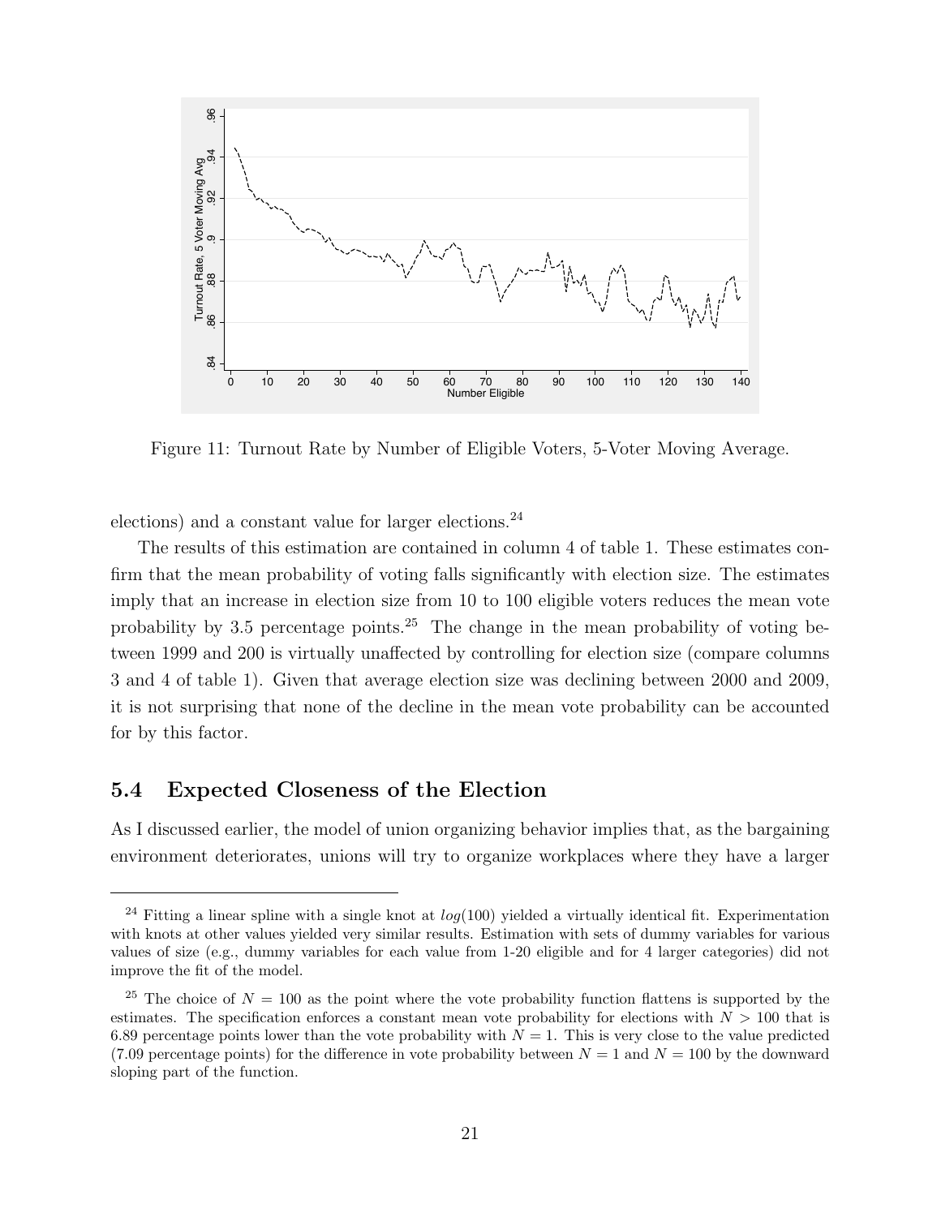Figure 11: Turnout Rate by Number of Eligible Voters, 5-Voter Moving Average.

elections) and a constant value for larger elections.[24]

The results of this estimation are contained in column 4 of table 1. These estimates confirm that the mean probability of voting falls significantly with election size. The estimates imply that an increase in election size from 10 to 100 eligible voters reduces the mean vote probability by 3.5 percentage points.[25] The change in the mean probability of voting between 1999 and 200 is virtually unaffected by controlling for election size (compare columns 3 and 4 of table 1). Given that average election size was declining between 2000 and 2009, it is not surprising that none of the decline in the mean vote probability can be accounted for by this factor.

## 5.4 Expected Closeness of the Election

As I discussed earlier, the model of union organizing behavior implies that, as the bargaining environment deteriorates, unions will try to organize workplaces where they have a larger

---

[24] Fitting a linear spline with a single knot at $log(100)$ yielded a virtually identical fit. Experimentation with knots at other values yielded very similar results. Estimation with sets of dummy variables for various values of size (e.g., dummy variables for each value from 1-20 eligible and for 4 larger categories) did not improve the fit of the model.

[25] The choice of $N = 100$ as the point where the vote probability function flattens is supported by the estimates. The specification enforces a constant mean vote probability for elections with $N > 100$ that is 6.89 percentage points lower than the vote probability with $N = 1$. This is very close to the value predicted (7.09 percentage points) for the difference in vote probability between $N = 1$ and $N = 100$ by the downward sloping part of the function.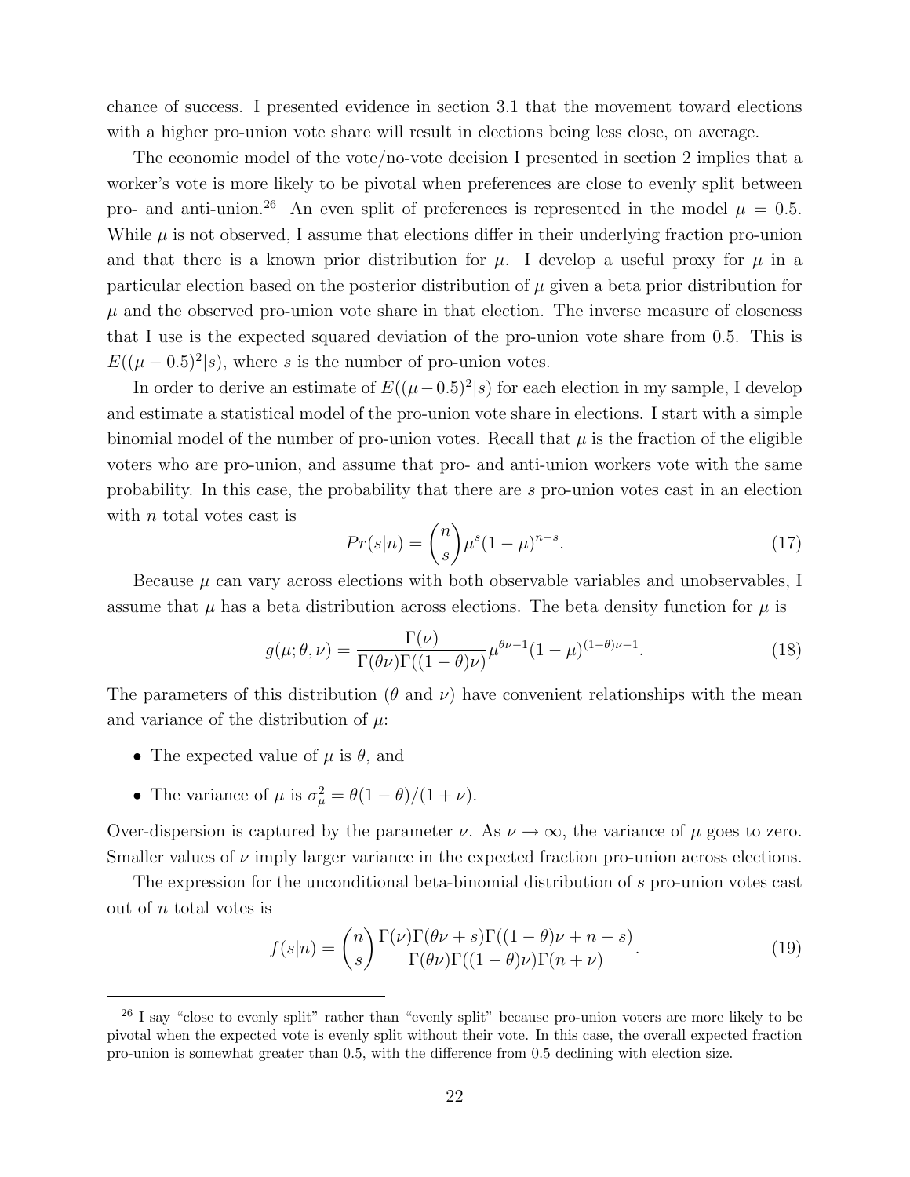chance of success. I presented evidence in section 3.1 that the movement toward elections with a higher pro-union vote share will result in elections being less close, on average.

The economic model of the vote/no-vote decision I presented in section 2 implies that a worker's vote is more likely to be pivotal when preferences are close to evenly split between pro- and anti-union.[26] An even split of preferences is represented in the model $\mu = 0.5$. While $\mu$ is not observed, I assume that elections differ in their underlying fraction pro-union and that there is a known prior distribution for $\mu$. I develop a useful proxy for $\mu$ in a particular election based on the posterior distribution of $\mu$ given a beta prior distribution for $\mu$ and the observed pro-union vote share in that election. The inverse measure of closeness that I use is the expected squared deviation of the pro-union vote share from 0.5. This is $E((\mu - 0.5)^2|s)$, where $s$ is the number of pro-union votes.

In order to derive an estimate of $E((\mu - 0.5)^2|s)$ for each election in my sample, I develop and estimate a statistical model of the pro-union vote share in elections. I start with a simple binomial model of the number of pro-union votes. Recall that $\mu$ is the fraction of the eligible voters who are pro-union, and assume that pro- and anti-union workers vote with the same probability. In this case, the probability that there are $s$ pro-union votes cast in an election with $n$ total votes cast is

$$Pr(s|n) = \binom{n}{s} \mu^s (1-\mu)^{n-s}. \tag{17}$$

Because $\mu$ can vary across elections with both observable variables and unobservables, I assume that $\mu$ has a beta distribution across elections. The beta density function for $\mu$ is

$$g(\mu; \theta, \nu) = \frac{\Gamma(\nu)}{\Gamma(\theta\nu)\Gamma((1-\theta)\nu)} \mu^{\theta\nu - 1} (1-\mu)^{(1-\theta)\nu - 1}. \tag{18}$$

The parameters of this distribution ($\theta$ and $\nu$) have convenient relationships with the mean and variance of the distribution of $\mu$:

- The expected value of $\mu$ is $\theta$, and
- The variance of $\mu$ is $\sigma_\mu^2 = \theta(1-\theta)/(1+\nu)$.

Over-dispersion is captured by the parameter $\nu$. As $\nu \to \infty$, the variance of $\mu$ goes to zero. Smaller values of $\nu$ imply larger variance in the expected fraction pro-union across elections.

The expression for the unconditional beta-binomial distribution of $s$ pro-union votes cast out of $n$ total votes is

$$f(s|n) = \binom{n}{s} \frac{\Gamma(\nu)\Gamma(\theta\nu + s)\Gamma((1-\theta)\nu + n - s)}{\Gamma(\theta\nu)\Gamma((1-\theta)\nu)\Gamma(n+\nu)}. \tag{19}$$

[26] I say "close to evenly split" rather than "evenly split" because pro-union voters are more likely to be pivotal when the expected vote is evenly split without their vote. In this case, the overall expected fraction pro-union is somewhat greater than 0.5, with the difference from 0.5 declining with election size.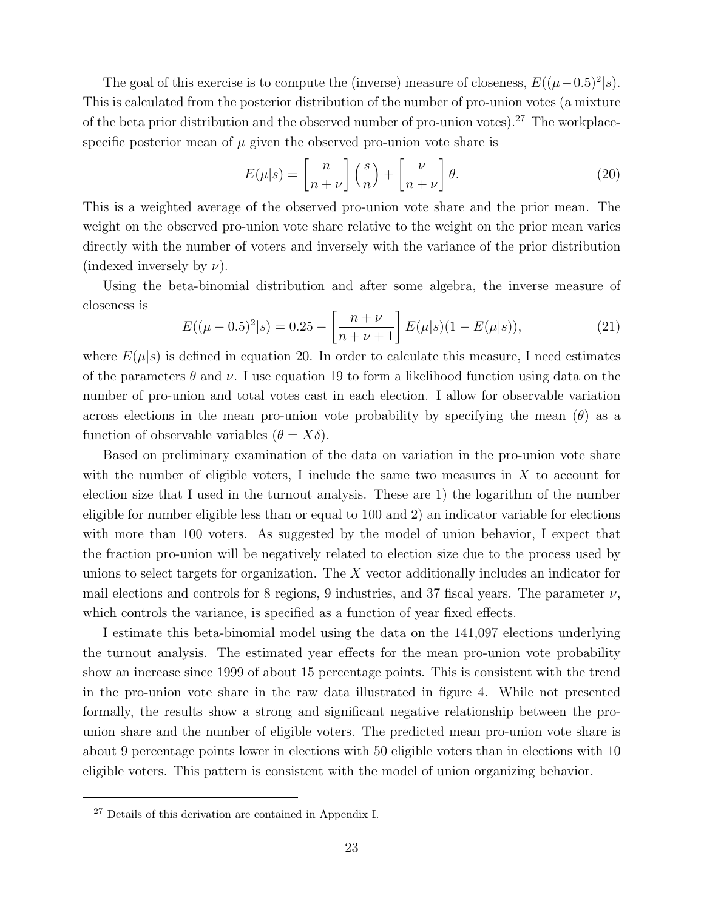The goal of this exercise is to compute the (inverse) measure of closeness, $E((\mu - 0.5)^2|s)$. This is calculated from the posterior distribution of the number of pro-union votes (a mixture of the beta prior distribution and the observed number of pro-union votes).[27] The workplace-specific posterior mean of $\mu$ given the observed pro-union vote share is

$$E(\mu|s) = \left[\frac{n}{n+\nu}\right]\left(\frac{s}{n}\right) + \left[\frac{\nu}{n+\nu}\right]\theta. \tag{20}$$

This is a weighted average of the observed pro-union vote share and the prior mean. The weight on the observed pro-union vote share relative to the weight on the prior mean varies directly with the number of voters and inversely with the variance of the prior distribution (indexed inversely by $\nu$).

Using the beta-binomial distribution and after some algebra, the inverse measure of closeness is

$$E((\mu - 0.5)^2|s) = 0.25 - \left[\frac{n+\nu}{n+\nu+1}\right] E(\mu|s)(1 - E(\mu|s)), \tag{21}$$

where $E(\mu|s)$ is defined in equation 20. In order to calculate this measure, I need estimates of the parameters $\theta$ and $\nu$. I use equation 19 to form a likelihood function using data on the number of pro-union and total votes cast in each election. I allow for observable variation across elections in the mean pro-union vote probability by specifying the mean ($\theta$) as a function of observable variables ($\theta = X\delta$).

Based on preliminary examination of the data on variation in the pro-union vote share with the number of eligible voters, I include the same two measures in $X$ to account for election size that I used in the turnout analysis. These are 1) the logarithm of the number eligible for number eligible less than or equal to 100 and 2) an indicator variable for elections with more than 100 voters. As suggested by the model of union behavior, I expect that the fraction pro-union will be negatively related to election size due to the process used by unions to select targets for organization. The $X$ vector additionally includes an indicator for mail elections and controls for 8 regions, 9 industries, and 37 fiscal years. The parameter $\nu$, which controls the variance, is specified as a function of year fixed effects.

I estimate this beta-binomial model using the data on the 141,097 elections underlying the turnout analysis. The estimated year effects for the mean pro-union vote probability show an increase since 1999 of about 15 percentage points. This is consistent with the trend in the pro-union vote share in the raw data illustrated in figure 4. While not presented formally, the results show a strong and significant negative relationship between the pro-union share and the number of eligible voters. The predicted mean pro-union vote share is about 9 percentage points lower in elections with 50 eligible voters than in elections with 10 eligible voters. This pattern is consistent with the model of union organizing behavior.

[27] Details of this derivation are contained in Appendix I.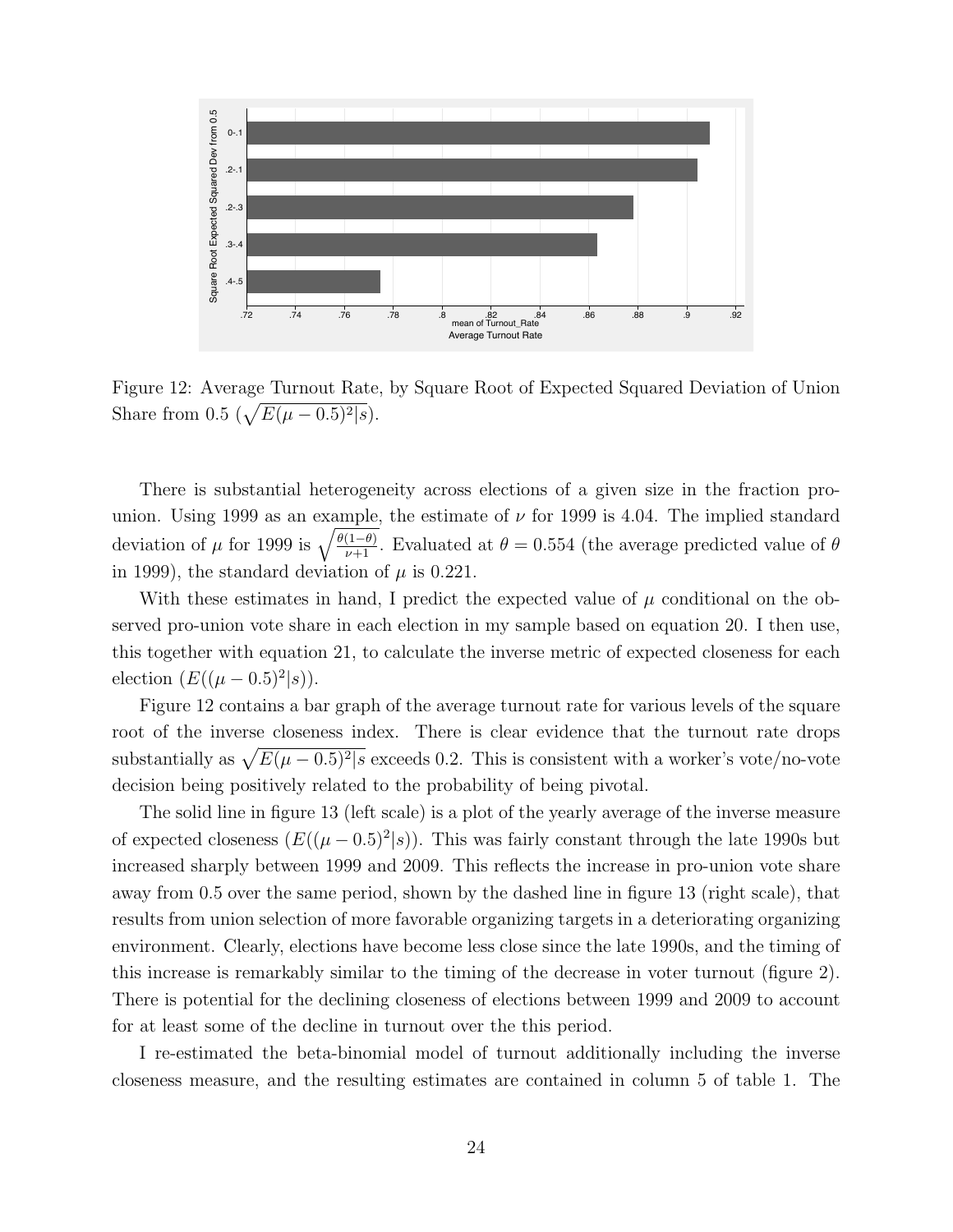Figure 12: Average Turnout Rate, by Square Root of Expected Squared Deviation of Union Share from 0.5 ($\sqrt{E(\mu - 0.5)^2|s}$).

There is substantial heterogeneity across elections of a given size in the fraction pro-union. Using 1999 as an example, the estimate of $\nu$ for 1999 is 4.04. The implied standard deviation of $\mu$ for 1999 is $\sqrt{\frac{\theta(1-\theta)}{\nu+1}}$. Evaluated at $\theta = 0.554$ (the average predicted value of $\theta$ in 1999), the standard deviation of $\mu$ is 0.221.

With these estimates in hand, I predict the expected value of $\mu$ conditional on the observed pro-union vote share in each election in my sample based on equation 20. I then use, this together with equation 21, to calculate the inverse metric of expected closeness for each election ($E((\mu - 0.5)^2|s)$).

Figure 12 contains a bar graph of the average turnout rate for various levels of the square root of the inverse closeness index. There is clear evidence that the turnout rate drops substantially as $\sqrt{E(\mu - 0.5)^2|s}$ exceeds 0.2. This is consistent with a worker's vote/no-vote decision being positively related to the probability of being pivotal.

The solid line in figure 13 (left scale) is a plot of the yearly average of the inverse measure of expected closeness ($E((\mu - 0.5)^2|s)$). This was fairly constant through the late 1990s but increased sharply between 1999 and 2009. This reflects the increase in pro-union vote share away from 0.5 over the same period, shown by the dashed line in figure 13 (right scale), that results from union selection of more favorable organizing targets in a deteriorating organizing environment. Clearly, elections have become less close since the late 1990s, and the timing of this increase is remarkably similar to the timing of the decrease in voter turnout (figure 2). There is potential for the declining closeness of elections between 1999 and 2009 to account for at least some of the decline in turnout over the this period.

I re-estimated the beta-binomial model of turnout additionally including the inverse closeness measure, and the resulting estimates are contained in column 5 of table 1. The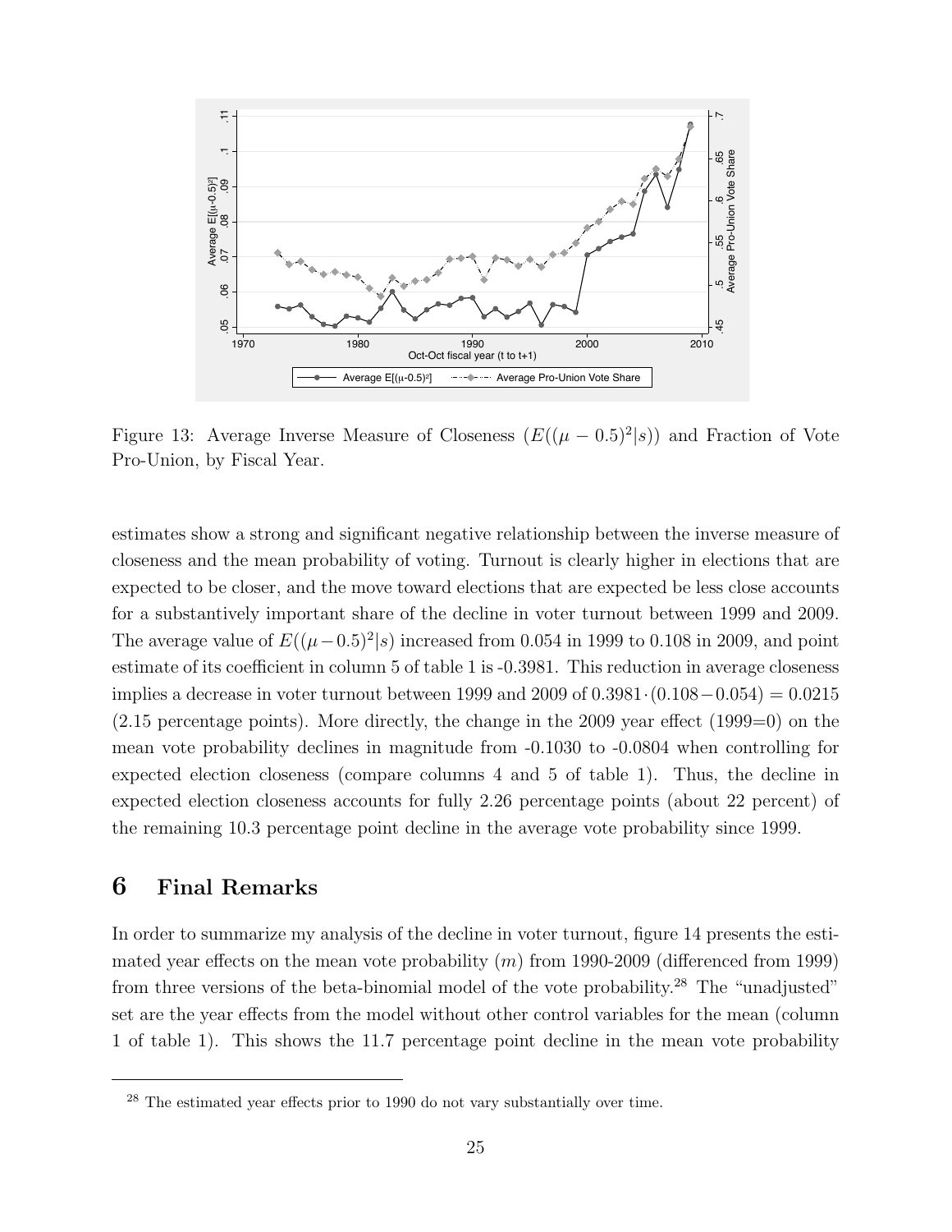Figure 13: Average Inverse Measure of Closeness ($E((\mu - 0.5)^2|s)$) and Fraction of Vote Pro-Union, by Fiscal Year.

estimates show a strong and significant negative relationship between the inverse measure of closeness and the mean probability of voting. Turnout is clearly higher in elections that are expected to be closer, and the move toward elections that are expected be less close accounts for a substantively important share of the decline in voter turnout between 1999 and 2009. The average value of $E((\mu-0.5)^2|s)$ increased from 0.054 in 1999 to 0.108 in 2009, and point estimate of its coefficient in column 5 of table 1 is -0.3981. This reduction in average closeness implies a decrease in voter turnout between 1999 and 2009 of $0.3981 \cdot (0.108 - 0.054) = 0.0215$ (2.15 percentage points). More directly, the change in the 2009 year effect (1999=0) on the mean vote probability declines in magnitude from -0.1030 to -0.0804 when controlling for expected election closeness (compare columns 4 and 5 of table 1). Thus, the decline in expected election closeness accounts for fully 2.26 percentage points (about 22 percent) of the remaining 10.3 percentage point decline in the average vote probability since 1999.

## 6 Final Remarks

In order to summarize my analysis of the decline in voter turnout, figure 14 presents the estimated year effects on the mean vote probability ($m$) from 1990-2009 (differenced from 1999) from three versions of the beta-binomial model of the vote probability.[28] The "unadjusted" set are the year effects from the model without other control variables for the mean (column 1 of table 1). This shows the 11.7 percentage point decline in the mean vote probability

[28] The estimated year effects prior to 1990 do not vary substantially over time.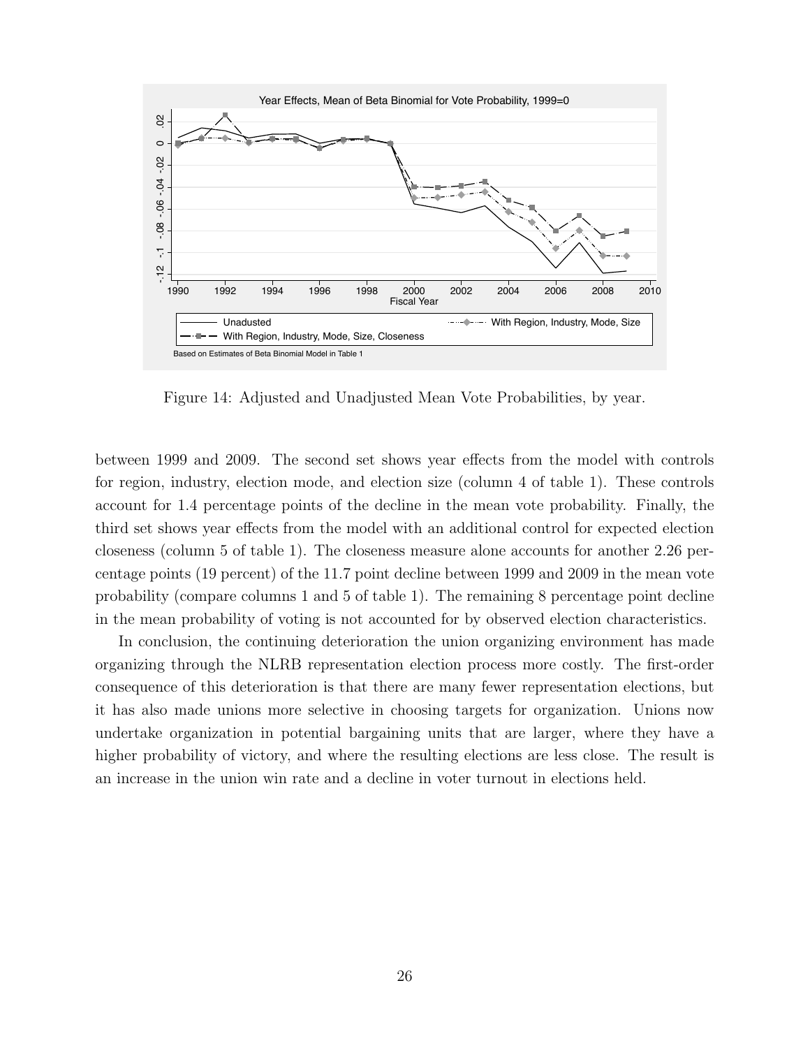Figure 14: Adjusted and Unadjusted Mean Vote Probabilities, by year.

between 1999 and 2009. The second set shows year effects from the model with controls for region, industry, election mode, and election size (column 4 of table 1). These controls account for 1.4 percentage points of the decline in the mean vote probability. Finally, the third set shows year effects from the model with an additional control for expected election closeness (column 5 of table 1). The closeness measure alone accounts for another 2.26 percentage points (19 percent) of the 11.7 point decline between 1999 and 2009 in the mean vote probability (compare columns 1 and 5 of table 1). The remaining 8 percentage point decline in the mean probability of voting is not accounted for by observed election characteristics.

In conclusion, the continuing deterioration the union organizing environment has made organizing through the NLRB representation election process more costly. The first-order consequence of this deterioration is that there are many fewer representation elections, but it has also made unions more selective in choosing targets for organization. Unions now undertake organization in potential bargaining units that are larger, where they have a higher probability of victory, and where the resulting elections are less close. The result is an increase in the union win rate and a decline in voter turnout in elections held.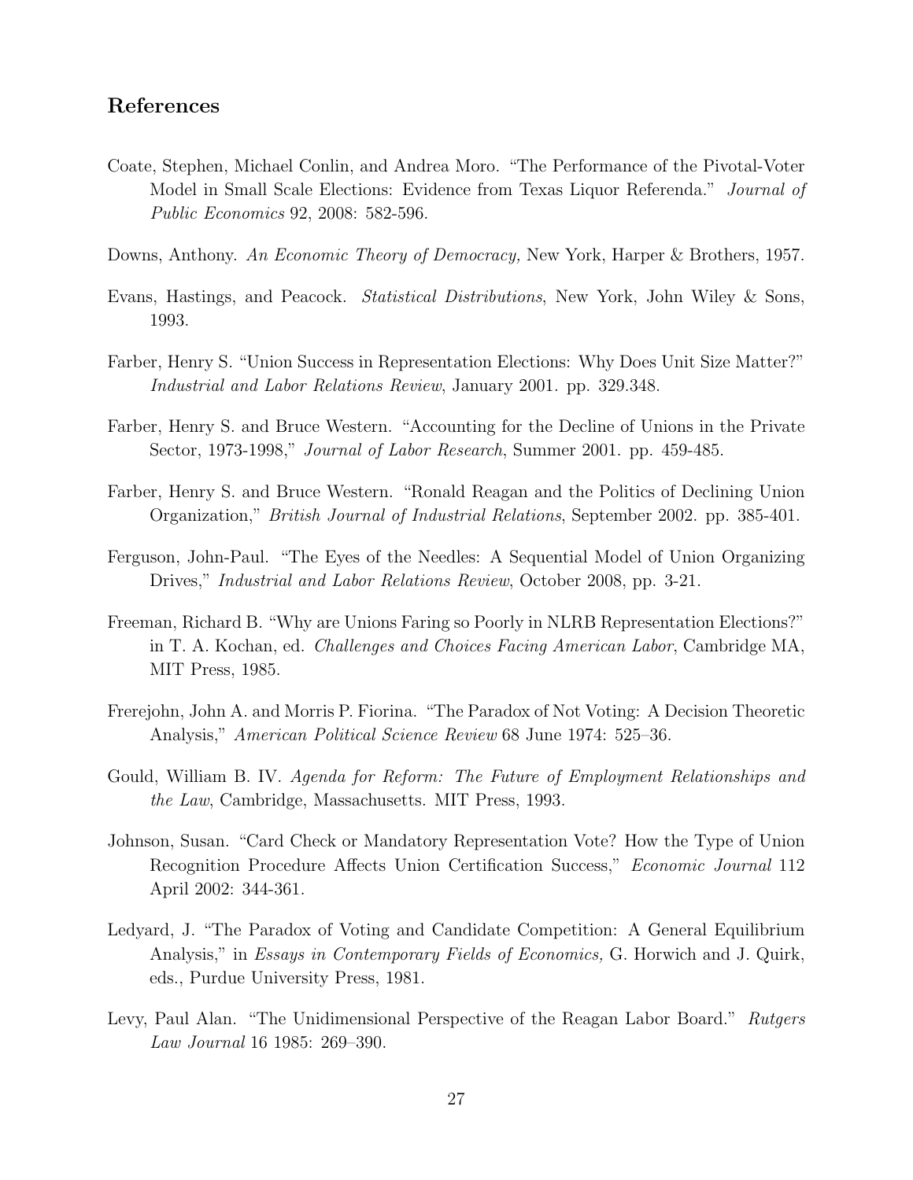## References

Coate, Stephen, Michael Conlin, and Andrea Moro. "The Performance of the Pivotal-Voter Model in Small Scale Elections: Evidence from Texas Liquor Referenda." *Journal of Public Economics* 92, 2008: 582-596.

Downs, Anthony. *An Economic Theory of Democracy,* New York, Harper & Brothers, 1957.

Evans, Hastings, and Peacock. *Statistical Distributions*, New York, John Wiley & Sons, 1993.

Farber, Henry S. "Union Success in Representation Elections: Why Does Unit Size Matter?" *Industrial and Labor Relations Review*, January 2001. pp. 329.348.

Farber, Henry S. and Bruce Western. "Accounting for the Decline of Unions in the Private Sector, 1973-1998," *Journal of Labor Research*, Summer 2001. pp. 459-485.

Farber, Henry S. and Bruce Western. "Ronald Reagan and the Politics of Declining Union Organization," *British Journal of Industrial Relations*, September 2002. pp. 385-401.

Ferguson, John-Paul. "The Eyes of the Needles: A Sequential Model of Union Organizing Drives," *Industrial and Labor Relations Review*, October 2008, pp. 3-21.

Freeman, Richard B. "Why are Unions Faring so Poorly in NLRB Representation Elections?" in T. A. Kochan, ed. *Challenges and Choices Facing American Labor*, Cambridge MA, MIT Press, 1985.

Frerejohn, John A. and Morris P. Fiorina. "The Paradox of Not Voting: A Decision Theoretic Analysis," *American Political Science Review* 68 June 1974: 525–36.

Gould, William B. IV. *Agenda for Reform: The Future of Employment Relationships and the Law*, Cambridge, Massachusetts. MIT Press, 1993.

Johnson, Susan. "Card Check or Mandatory Representation Vote? How the Type of Union Recognition Procedure Affects Union Certification Success," *Economic Journal* 112 April 2002: 344-361.

Ledyard, J. "The Paradox of Voting and Candidate Competition: A General Equilibrium Analysis," in *Essays in Contemporary Fields of Economics,* G. Horwich and J. Quirk, eds., Purdue University Press, 1981.

Levy, Paul Alan. "The Unidimensional Perspective of the Reagan Labor Board." *Rutgers Law Journal* 16 1985: 269–390.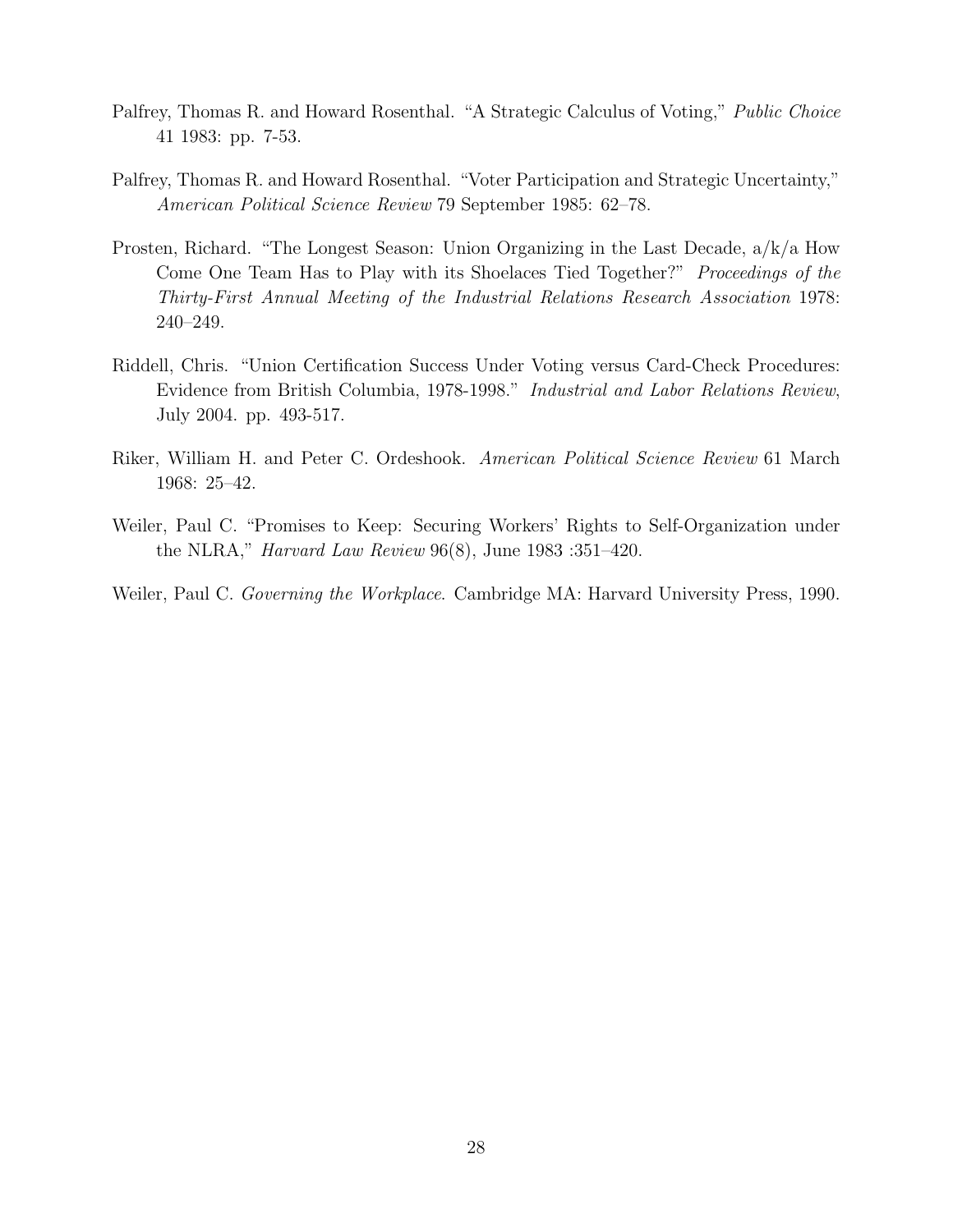Palfrey, Thomas R. and Howard Rosenthal. "A Strategic Calculus of Voting," *Public Choice* 41 1983: pp. 7-53.

Palfrey, Thomas R. and Howard Rosenthal. "Voter Participation and Strategic Uncertainty," *American Political Science Review* 79 September 1985: 62–78.

Prosten, Richard. "The Longest Season: Union Organizing in the Last Decade, a/k/a How Come One Team Has to Play with its Shoelaces Tied Together?" *Proceedings of the Thirty-First Annual Meeting of the Industrial Relations Research Association* 1978: 240–249.

Riddell, Chris. "Union Certification Success Under Voting versus Card-Check Procedures: Evidence from British Columbia, 1978-1998." *Industrial and Labor Relations Review*, July 2004. pp. 493-517.

Riker, William H. and Peter C. Ordeshook. *American Political Science Review* 61 March 1968: 25–42.

Weiler, Paul C. "Promises to Keep: Securing Workers' Rights to Self-Organization under the NLRA," *Harvard Law Review* 96(8), June 1983 :351–420.

Weiler, Paul C. *Governing the Workplace*. Cambridge MA: Harvard University Press, 1990.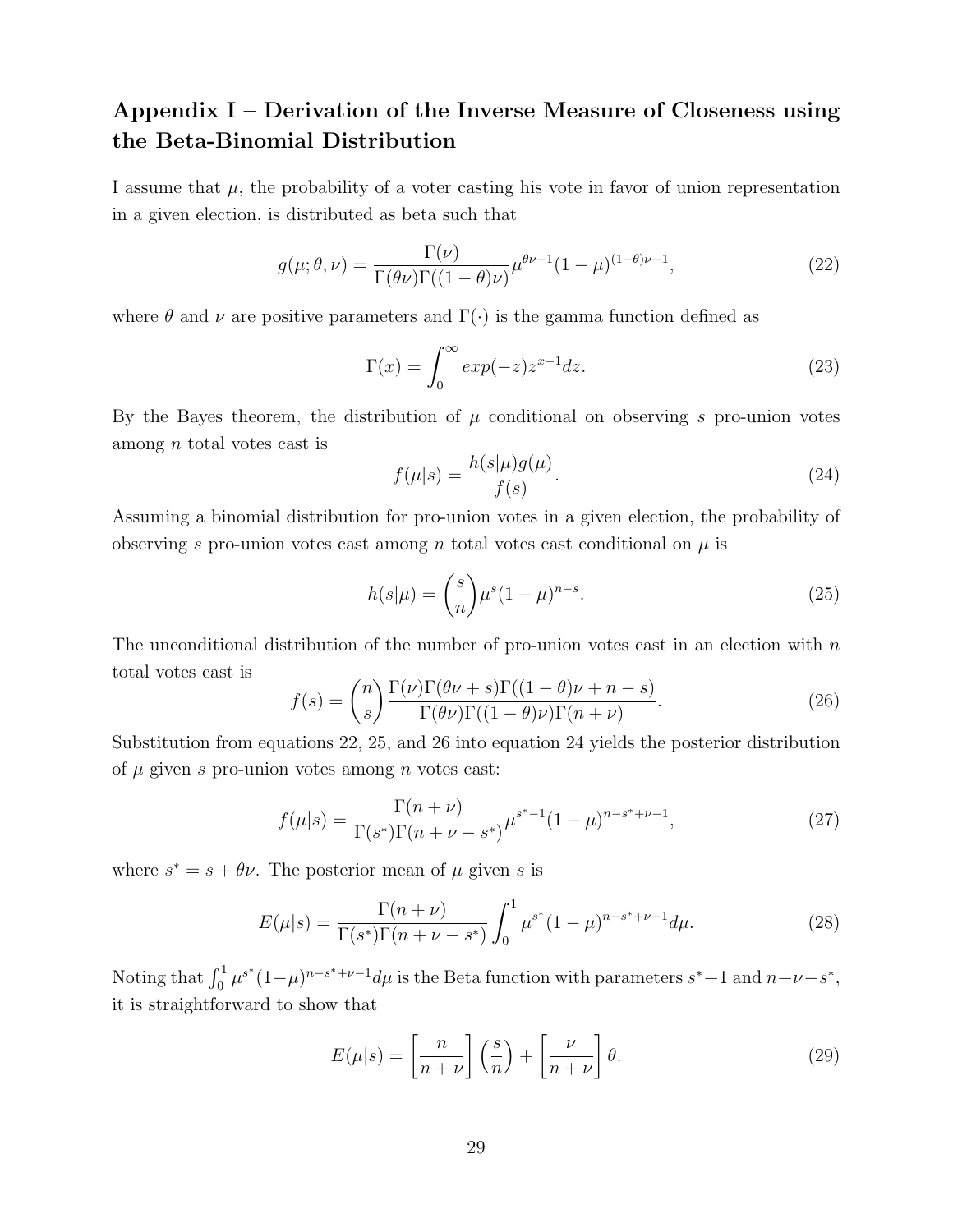## Appendix I – Derivation of the Inverse Measure of Closeness using the Beta-Binomial Distribution

I assume that $\mu$, the probability of a voter casting his vote in favor of union representation in a given election, is distributed as beta such that

$$g(\mu; \theta, \nu) = \frac{\Gamma(\nu)}{\Gamma(\theta\nu)\Gamma((1-\theta)\nu)} \mu^{\theta\nu - 1}(1-\mu)^{(1-\theta)\nu - 1}, \tag{22}$$

where $\theta$ and $\nu$ are positive parameters and $\Gamma(\cdot)$ is the gamma function defined as

$$\Gamma(x) = \int_0^\infty exp(-z) z^{x-1} dz. \tag{23}$$

By the Bayes theorem, the distribution of $\mu$ conditional on observing $s$ pro-union votes among $n$ total votes cast is

$$f(\mu|s) = \frac{h(s|\mu)g(\mu)}{f(s)}. \tag{24}$$

Assuming a binomial distribution for pro-union votes in a given election, the probability of observing $s$ pro-union votes cast among $n$ total votes cast conditional on $\mu$ is

$$h(s|\mu) = \binom{s}{n} \mu^s (1-\mu)^{n-s}. \tag{25}$$

The unconditional distribution of the number of pro-union votes cast in an election with $n$ total votes cast is

$$f(s) = \binom{n}{s} \frac{\Gamma(\nu)\Gamma(\theta\nu + s)\Gamma((1-\theta)\nu + n - s)}{\Gamma(\theta\nu)\Gamma((1-\theta)\nu)\Gamma(n+\nu)}. \tag{26}$$

Substitution from equations 22, 25, and 26 into equation 24 yields the posterior distribution of $\mu$ given $s$ pro-union votes among $n$ votes cast:

$$f(\mu|s) = \frac{\Gamma(n+\nu)}{\Gamma(s^*)\Gamma(n+\nu-s^*)} \mu^{s^*-1}(1-\mu)^{n-s^*+\nu-1}, \tag{27}$$

where $s^* = s + \theta\nu$. The posterior mean of $\mu$ given $s$ is

$$E(\mu|s) = \frac{\Gamma(n+\nu)}{\Gamma(s^*)\Gamma(n+\nu-s^*)} \int_0^1 \mu^{s^*}(1-\mu)^{n-s^*+\nu-1} d\mu. \tag{28}$$

Noting that $\int_0^1 \mu^{s^*}(1-\mu)^{n-s^*+\nu-1} d\mu$ is the Beta function with parameters $s^*+1$ and $n+\nu-s^*$, it is straightforward to show that

$$E(\mu|s) = \left[\frac{n}{n+\nu}\right]\left(\frac{s}{n}\right) + \left[\frac{\nu}{n+\nu}\right]\theta. \tag{29}$$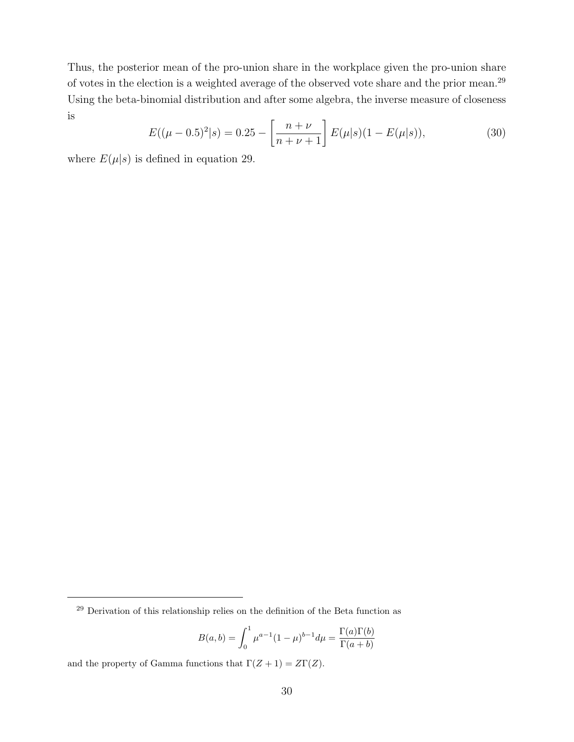Thus, the posterior mean of the pro-union share in the workplace given the pro-union share of votes in the election is a weighted average of the observed vote share and the prior mean.[29] Using the beta-binomial distribution and after some algebra, the inverse measure of closeness is

$$E((\mu - 0.5)^2|s) = 0.25 - \left[\frac{n+\nu}{n+\nu+1}\right] E(\mu|s)(1 - E(\mu|s)), \tag{30}$$

where $E(\mu|s)$ is defined in equation 29.

---

[29] Derivation of this relationship relies on the definition of the Beta function as

$$B(a,b) = \int_0^1 \mu^{a-1}(1-\mu)^{b-1}d\mu = \frac{\Gamma(a)\Gamma(b)}{\Gamma(a+b)}$$

and the property of Gamma functions that $\Gamma(Z+1) = Z\Gamma(Z)$.